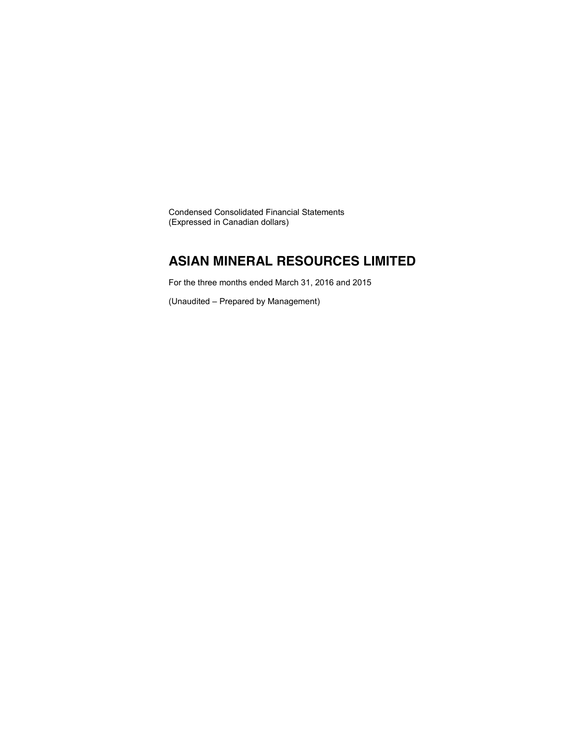Condensed Consolidated Financial Statements
(Expressed in Canadian dollars)

# ASIAN MINERAL RESOURCES LIMITED

For the three months ended March 31, 2016 and 2015

(Unaudited – Prepared by Management)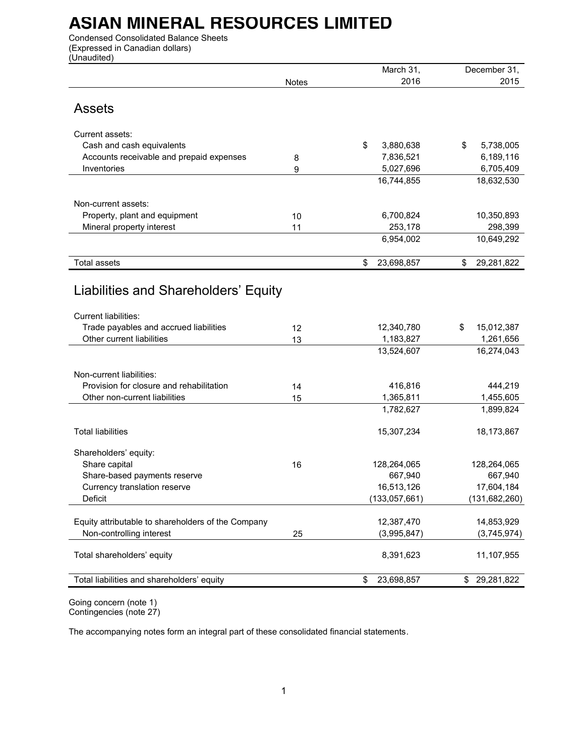# ASIAN MINERAL RESOURCES LIMITED

Condensed Consolidated Balance Sheets
(Expressed in Canadian dollars)
(Unaudited)

| | Notes | March 31, 2016 | December 31, 2015 |
|---|---|---|---|
| **Assets** | | | |
| Current assets: | | | |
| Cash and cash equivalents | | $ 3,880,638 | $ 5,738,005 |
| Accounts receivable and prepaid expenses | 8 | 7,836,521 | 6,189,116 |
| Inventories | 9 | 5,027,696 | 6,705,409 |
| | | 16,744,855 | 18,632,530 |
| Non-current assets: | | | |
| Property, plant and equipment | 10 | 6,700,824 | 10,350,893 |
| Mineral property interest | 11 | 253,178 | 298,399 |
| | | 6,954,002 | 10,649,292 |
| Total assets | | $ 23,698,857 | $ 29,281,822 |
| **Liabilities and Shareholders' Equity** | | | |
| Current liabilities: | | | |
| Trade payables and accrued liabilities | 12 | 12,340,780 | $ 15,012,387 |
| Other current liabilities | 13 | 1,183,827 | 1,261,656 |
| | | 13,524,607 | 16,274,043 |
| Non-current liabilities: | | | |
| Provision for closure and rehabilitation | 14 | 416,816 | 444,219 |
| Other non-current liabilities | 15 | 1,365,811 | 1,455,605 |
| | | 1,782,627 | 1,899,824 |
| Total liabilities | | 15,307,234 | 18,173,867 |
| Shareholders' equity: | | | |
| Share capital | 16 | 128,264,065 | 128,264,065 |
| Share-based payments reserve | | 667,940 | 667,940 |
| Currency translation reserve | | 16,513,126 | 17,604,184 |
| Deficit | | (133,057,661) | (131,682,260) |
| Equity attributable to shareholders of the Company | | 12,387,470 | 14,853,929 |
| Non-controlling interest | 25 | (3,995,847) | (3,745,974) |
| Total shareholders' equity | | 8,391,623 | 11,107,955 |
| Total liabilities and shareholders' equity | | $ 23,698,857 | $ 29,281,822 |

Going concern (note 1)
Contingencies (note 27)

The accompanying notes form an integral part of these consolidated financial statements.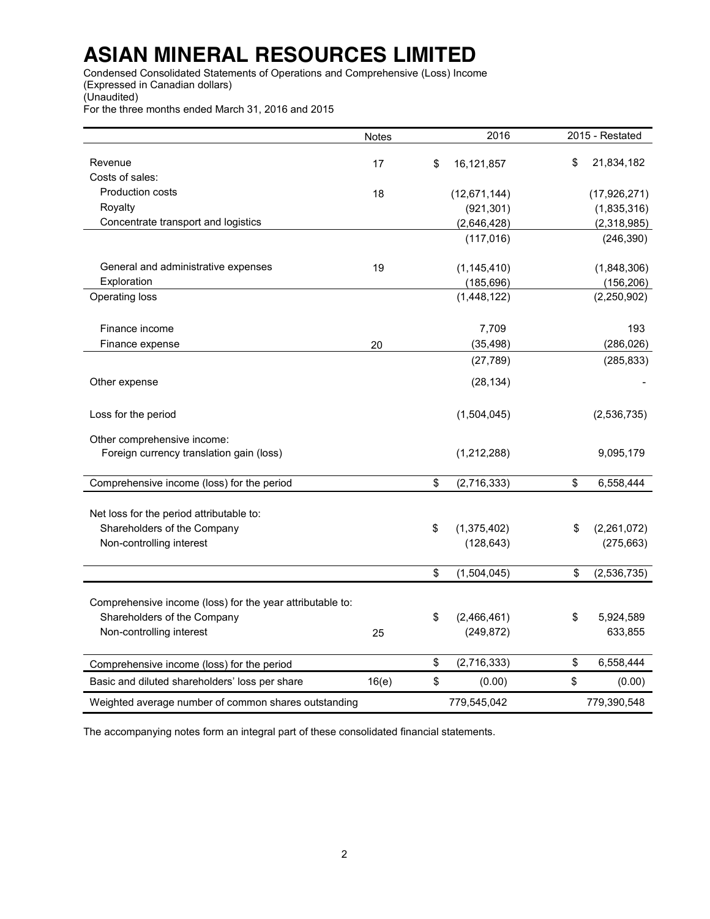# ASIAN MINERAL RESOURCES LIMITED

Condensed Consolidated Statements of Operations and Comprehensive (Loss) Income
(Expressed in Canadian dollars)
(Unaudited)
For the three months ended March 31, 2016 and 2015

| | Notes | 2016 | 2015 - Restated |
|---|---|---|---|
| Revenue | 17 | $ 16,121,857 | $ 21,834,182 |
| Costs of sales: | | | |
| Production costs | 18 | (12,671,144) | (17,926,271) |
| Royalty | | (921,301) | (1,835,316) |
| Concentrate transport and logistics | | (2,646,428) | (2,318,985) |
| | | (117,016) | (246,390) |
| General and administrative expenses | 19 | (1,145,410) | (1,848,306) |
| Exploration | | (185,696) | (156,206) |
| Operating loss | | (1,448,122) | (2,250,902) |
| Finance income | | 7,709 | 193 |
| Finance expense | 20 | (35,498) | (286,026) |
| | | (27,789) | (285,833) |
| Other expense | | (28,134) | - |
| Loss for the period | | (1,504,045) | (2,536,735) |
| Other comprehensive income: | | | |
| Foreign currency translation gain (loss) | | (1,212,288) | 9,095,179 |
| Comprehensive income (loss) for the period | | $ (2,716,333) | $ 6,558,444 |
| Net loss for the period attributable to: | | | |
| Shareholders of the Company | | $ (1,375,402) | $ (2,261,072) |
| Non-controlling interest | | (128,643) | (275,663) |
| | | $ (1,504,045) | $ (2,536,735) |
| Comprehensive income (loss) for the year attributable to: | | | |
| Shareholders of the Company | | $ (2,466,461) | $ 5,924,589 |
| Non-controlling interest | 25 | (249,872) | 633,855 |
| Comprehensive income (loss) for the period | | $ (2,716,333) | $ 6,558,444 |
| Basic and diluted shareholders' loss per share | 16(e) | $ (0.00) | $ (0.00) |
| Weighted average number of common shares outstanding | | 779,545,042 | 779,390,548 |

The accompanying notes form an integral part of these consolidated financial statements.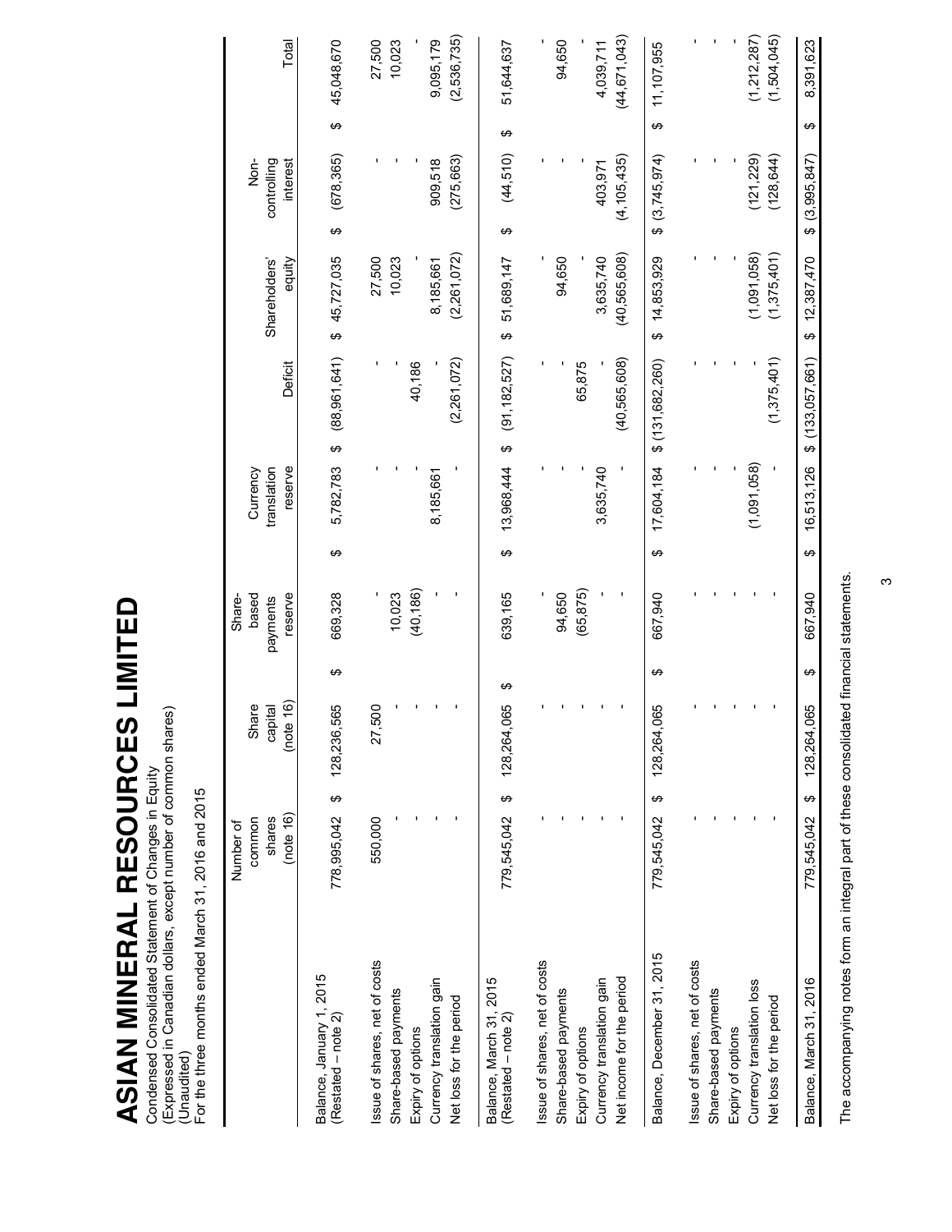# ASIAN MINERAL RESOURCES LIMITED

Condensed Consolidated Statement of Changes in Equity
(Expressed in Canadian dollars, except number of common shares)
(Unaudited)
For the three months ended March 31, 2016 and 2015

| | Number of common shares (note 16) | Share capital (note 16) | Share-based payments reserve | Currency translation reserve | Deficit | Shareholders' equity | Non-controlling interest | Total |
|---|---|---|---|---|---|---|---|---|
| Balance, January 1, 2015 (Restated – note 2) | 778,995,042 | $ 128,236,565 | $ 669,328 | $ 5,782,783 | $ (88,961,641) | $ 45,727,035 | $ (678,365) | $ 45,048,670 |
| Issue of shares, net of costs | 550,000 | 27,500 | - | - | - | 27,500 | - | 27,500 |
| Share-based payments | - | - | 10,023 | - | - | 10,023 | - | 10,023 |
| Expiry of options | - | - | (40,186) | - | 40,186 | - | - | - |
| Currency translation gain | - | - | - | 8,185,661 | - | 8,185,661 | 909,518 | 9,095,179 |
| Net loss for the period | - | - | - | - | (2,261,072) | (2,261,072) | (275,663) | (2,536,735) |
| Balance, March 31, 2015 (Restated – note 2) | 779,545,042 | $ 128,264,065 | $ 639,165 | $ 13,968,444 | $ (91,182,527) | $ 51,689,147 | $ (44,510) | $ 51,644,637 |
| Issue of shares, net of costs | - | - | - | - | - | - | - | - |
| Share-based payments | - | - | 94,650 | - | - | 94,650 | - | 94,650 |
| Expiry of options | - | - | (65,875) | - | 65,875 | - | - | - |
| Currency translation gain | - | - | - | 3,635,740 | - | 3,635,740 | 403,971 | 4,039,711 |
| Net income for the period | - | - | - | - | (40,565,608) | (40,565,608) | (4,105,435) | (44,671,043) |
| Balance, December 31, 2015 | 779,545,042 | $ 128,264,065 | $ 667,940 | $ 17,604,184 | $ (131,682,260) | $ 14,853,929 | $ (3,745,974) | $ 11,107,955 |
| Issue of shares, net of costs | - | - | - | - | - | - | - | - |
| Share-based payments | - | - | - | - | - | - | - | - |
| Expiry of options | - | - | - | - | - | - | - | - |
| Currency translation loss | - | - | - | (1,091,058) | - | (1,091,058) | (121,229) | (1,212,287) |
| Net loss for the period | - | - | - | - | (1,375,401) | (1,375,401) | (128,644) | (1,504,045) |
| Balance, March 31, 2016 | 779,545,042 | $ 128,264,065 | $ 667,940 | $ 16,513,126 | $ (133,057,661) | $ 12,387,470 | $ (3,995,847) | $ 8,391,623 |

The accompanying notes form an integral part of these consolidated financial statements.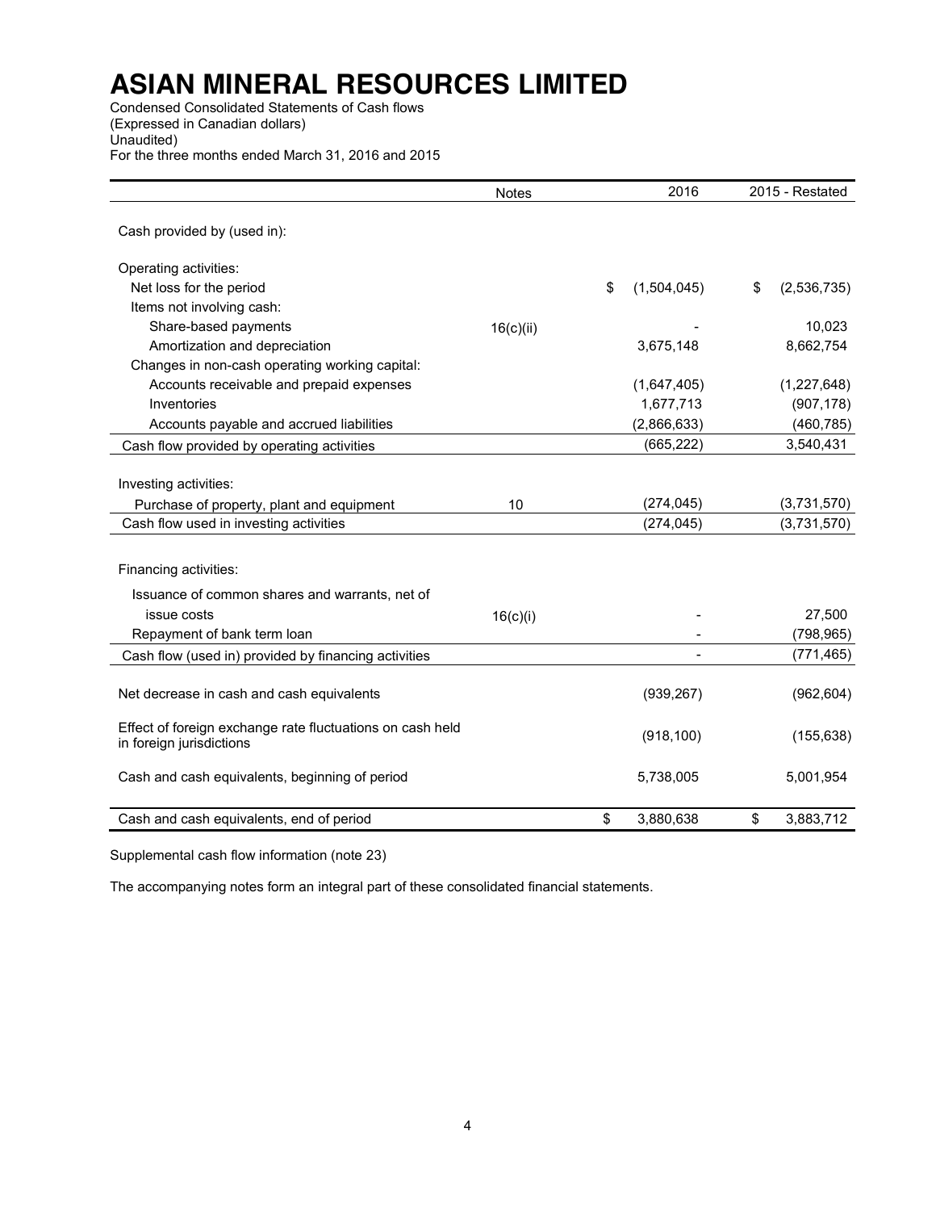# ASIAN MINERAL RESOURCES LIMITED

Condensed Consolidated Statements of Cash flows
(Expressed in Canadian dollars)
Unaudited)
For the three months ended March 31, 2016 and 2015

| | Notes | 2016 | 2015 - Restated |
|---|---|---|---|
| Cash provided by (used in): | | | |
| Operating activities: | | | |
| Net loss for the period | | $ (1,504,045) | $ (2,536,735) |
| Items not involving cash: | | | |
| Share-based payments | 16(c)(ii) | - | 10,023 |
| Amortization and depreciation | | 3,675,148 | 8,662,754 |
| Changes in non-cash operating working capital: | | | |
| Accounts receivable and prepaid expenses | | (1,647,405) | (1,227,648) |
| Inventories | | 1,677,713 | (907,178) |
| Accounts payable and accrued liabilities | | (2,866,633) | (460,785) |
| Cash flow provided by operating activities | | (665,222) | 3,540,431 |
| Investing activities: | | | |
| Purchase of property, plant and equipment | 10 | (274,045) | (3,731,570) |
| Cash flow used in investing activities | | (274,045) | (3,731,570) |
| Financing activities: | | | |
| Issuance of common shares and warrants, net of issue costs | 16(c)(i) | - | 27,500 |
| Repayment of bank term loan | | - | (798,965) |
| Cash flow (used in) provided by financing activities | | - | (771,465) |
| Net decrease in cash and cash equivalents | | (939,267) | (962,604) |
| Effect of foreign exchange rate fluctuations on cash held in foreign jurisdictions | | (918,100) | (155,638) |
| Cash and cash equivalents, beginning of period | | 5,738,005 | 5,001,954 |
| Cash and cash equivalents, end of period | | $ 3,880,638 | $ 3,883,712 |

Supplemental cash flow information (note 23)

The accompanying notes form an integral part of these consolidated financial statements.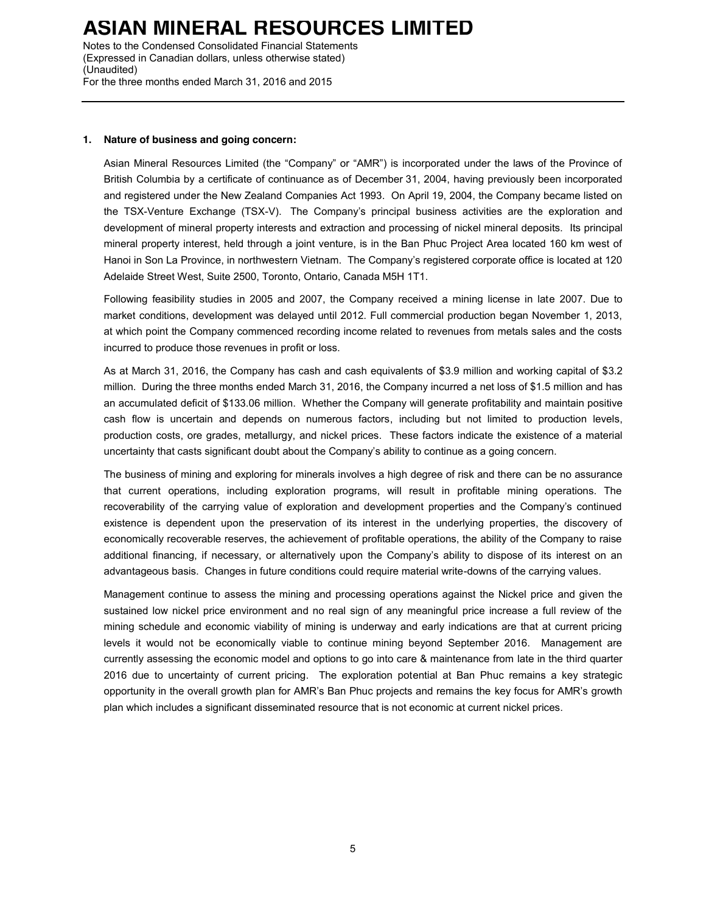## 1. Nature of business and going concern:

Asian Mineral Resources Limited (the "Company" or "AMR") is incorporated under the laws of the Province of British Columbia by a certificate of continuance as of December 31, 2004, having previously been incorporated and registered under the New Zealand Companies Act 1993. On April 19, 2004, the Company became listed on the TSX-Venture Exchange (TSX-V). The Company's principal business activities are the exploration and development of mineral property interests and extraction and processing of nickel mineral deposits. Its principal mineral property interest, held through a joint venture, is in the Ban Phuc Project Area located 160 km west of Hanoi in Son La Province, in northwestern Vietnam. The Company's registered corporate office is located at 120 Adelaide Street West, Suite 2500, Toronto, Ontario, Canada M5H 1T1.

Following feasibility studies in 2005 and 2007, the Company received a mining license in late 2007. Due to market conditions, development was delayed until 2012. Full commercial production began November 1, 2013, at which point the Company commenced recording income related to revenues from metals sales and the costs incurred to produce those revenues in profit or loss.

As at March 31, 2016, the Company has cash and cash equivalents of $3.9 million and working capital of $3.2 million. During the three months ended March 31, 2016, the Company incurred a net loss of $1.5 million and has an accumulated deficit of $133.06 million. Whether the Company will generate profitability and maintain positive cash flow is uncertain and depends on numerous factors, including but not limited to production levels, production costs, ore grades, metallurgy, and nickel prices. These factors indicate the existence of a material uncertainty that casts significant doubt about the Company's ability to continue as a going concern.

The business of mining and exploring for minerals involves a high degree of risk and there can be no assurance that current operations, including exploration programs, will result in profitable mining operations. The recoverability of the carrying value of exploration and development properties and the Company's continued existence is dependent upon the preservation of its interest in the underlying properties, the discovery of economically recoverable reserves, the achievement of profitable operations, the ability of the Company to raise additional financing, if necessary, or alternatively upon the Company's ability to dispose of its interest on an advantageous basis. Changes in future conditions could require material write-downs of the carrying values.

Management continue to assess the mining and processing operations against the Nickel price and given the sustained low nickel price environment and no real sign of any meaningful price increase a full review of the mining schedule and economic viability of mining is underway and early indications are that at current pricing levels it would not be economically viable to continue mining beyond September 2016. Management are currently assessing the economic model and options to go into care & maintenance from late in the third quarter 2016 due to uncertainty of current pricing. The exploration potential at Ban Phuc remains a key strategic opportunity in the overall growth plan for AMR's Ban Phuc projects and remains the key focus for AMR's growth plan which includes a significant disseminated resource that is not economic at current nickel prices.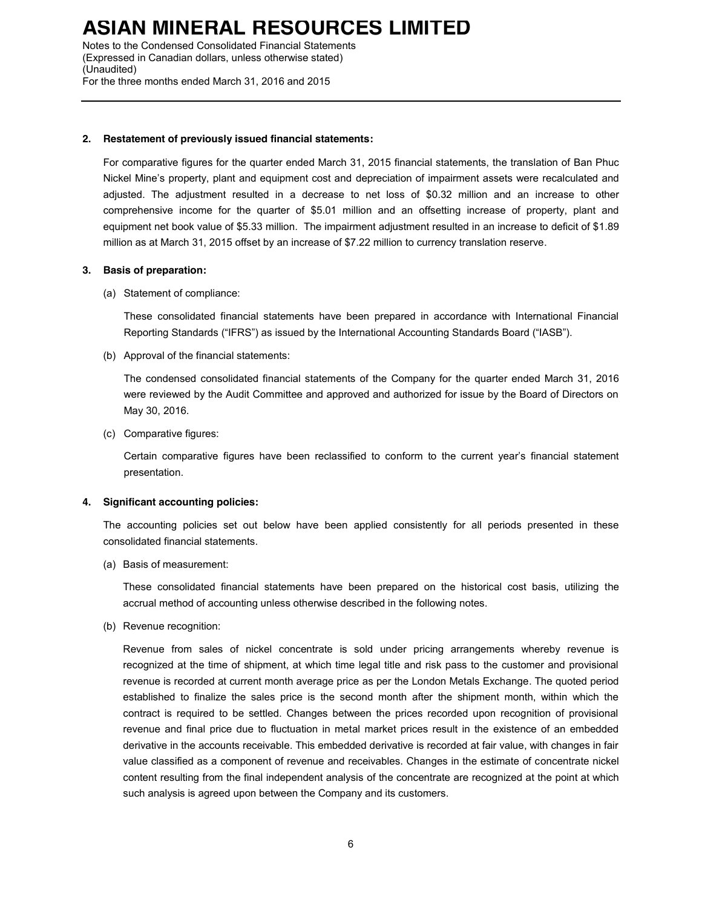## 2. Restatement of previously issued financial statements:

For comparative figures for the quarter ended March 31, 2015 financial statements, the translation of Ban Phuc Nickel Mine's property, plant and equipment cost and depreciation of impairment assets were recalculated and adjusted. The adjustment resulted in a decrease to net loss of $0.32 million and an increase to other comprehensive income for the quarter of $5.01 million and an offsetting increase of property, plant and equipment net book value of $5.33 million. The impairment adjustment resulted in an increase to deficit of $1.89 million as at March 31, 2015 offset by an increase of $7.22 million to currency translation reserve.

## 3. Basis of preparation:

(a) Statement of compliance:

These consolidated financial statements have been prepared in accordance with International Financial Reporting Standards ("IFRS") as issued by the International Accounting Standards Board ("IASB").

(b) Approval of the financial statements:

The condensed consolidated financial statements of the Company for the quarter ended March 31, 2016 were reviewed by the Audit Committee and approved and authorized for issue by the Board of Directors on May 30, 2016.

(c) Comparative figures:

Certain comparative figures have been reclassified to conform to the current year's financial statement presentation.

## 4. Significant accounting policies:

The accounting policies set out below have been applied consistently for all periods presented in these consolidated financial statements.

(a) Basis of measurement:

These consolidated financial statements have been prepared on the historical cost basis, utilizing the accrual method of accounting unless otherwise described in the following notes.

(b) Revenue recognition:

Revenue from sales of nickel concentrate is sold under pricing arrangements whereby revenue is recognized at the time of shipment, at which time legal title and risk pass to the customer and provisional revenue is recorded at current month average price as per the London Metals Exchange. The quoted period established to finalize the sales price is the second month after the shipment month, within which the contract is required to be settled. Changes between the prices recorded upon recognition of provisional revenue and final price due to fluctuation in metal market prices result in the existence of an embedded derivative in the accounts receivable. This embedded derivative is recorded at fair value, with changes in fair value classified as a component of revenue and receivables. Changes in the estimate of concentrate nickel content resulting from the final independent analysis of the concentrate are recognized at the point at which such analysis is agreed upon between the Company and its customers.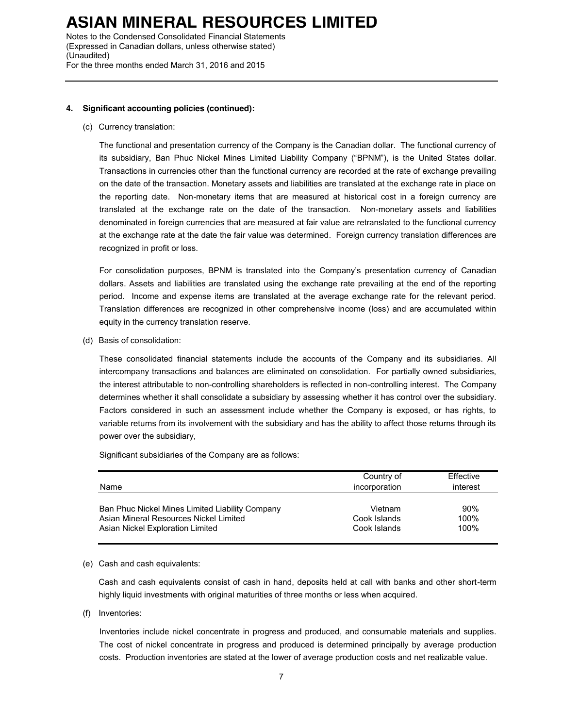#### 4. Significant accounting policies (continued):

(c) Currency translation:

The functional and presentation currency of the Company is the Canadian dollar. The functional currency of its subsidiary, Ban Phuc Nickel Mines Limited Liability Company ("BPNM"), is the United States dollar. Transactions in currencies other than the functional currency are recorded at the rate of exchange prevailing on the date of the transaction. Monetary assets and liabilities are translated at the exchange rate in place on the reporting date. Non-monetary items that are measured at historical cost in a foreign currency are translated at the exchange rate on the date of the transaction. Non-monetary assets and liabilities denominated in foreign currencies that are measured at fair value are retranslated to the functional currency at the exchange rate at the date the fair value was determined. Foreign currency translation differences are recognized in profit or loss.

For consolidation purposes, BPNM is translated into the Company's presentation currency of Canadian dollars. Assets and liabilities are translated using the exchange rate prevailing at the end of the reporting period. Income and expense items are translated at the average exchange rate for the relevant period. Translation differences are recognized in other comprehensive income (loss) and are accumulated within equity in the currency translation reserve.

(d) Basis of consolidation:

These consolidated financial statements include the accounts of the Company and its subsidiaries. All intercompany transactions and balances are eliminated on consolidation. For partially owned subsidiaries, the interest attributable to non-controlling shareholders is reflected in non-controlling interest. The Company determines whether it shall consolidate a subsidiary by assessing whether it has control over the subsidiary. Factors considered in such an assessment include whether the Company is exposed, or has rights, to variable returns from its involvement with the subsidiary and has the ability to affect those returns through its power over the subsidiary,

Significant subsidiaries of the Company are as follows:

| Name | Country of incorporation | Effective interest |
|---|---|---|
| Ban Phuc Nickel Mines Limited Liability Company | Vietnam | 90% |
| Asian Mineral Resources Nickel Limited | Cook Islands | 100% |
| Asian Nickel Exploration Limited | Cook Islands | 100% |

(e) Cash and cash equivalents:

Cash and cash equivalents consist of cash in hand, deposits held at call with banks and other short-term highly liquid investments with original maturities of three months or less when acquired.

(f) Inventories:

Inventories include nickel concentrate in progress and produced, and consumable materials and supplies. The cost of nickel concentrate in progress and produced is determined principally by average production costs. Production inventories are stated at the lower of average production costs and net realizable value.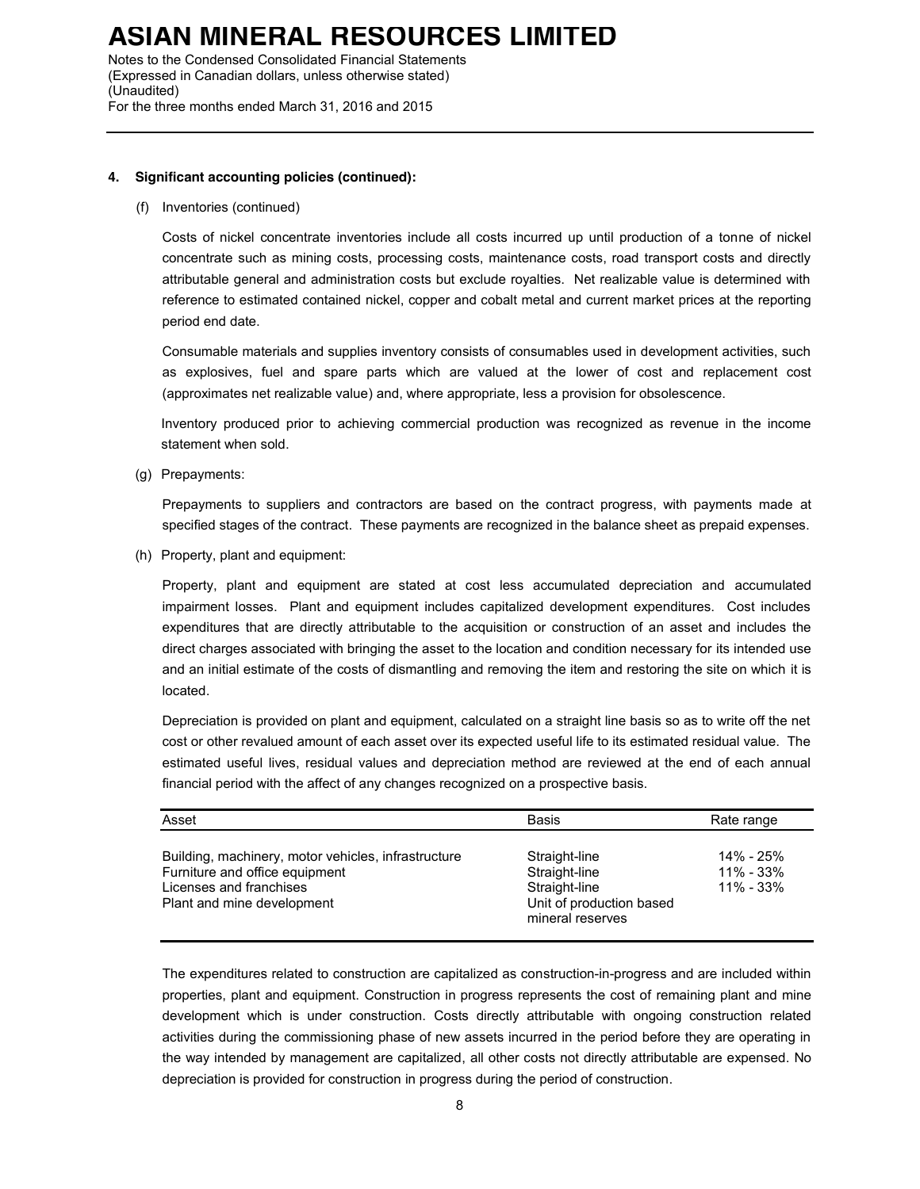## 4. Significant accounting policies (continued):

(f) Inventories (continued)

Costs of nickel concentrate inventories include all costs incurred up until production of a tonne of nickel concentrate such as mining costs, processing costs, maintenance costs, road transport costs and directly attributable general and administration costs but exclude royalties. Net realizable value is determined with reference to estimated contained nickel, copper and cobalt metal and current market prices at the reporting period end date.

Consumable materials and supplies inventory consists of consumables used in development activities, such as explosives, fuel and spare parts which are valued at the lower of cost and replacement cost (approximates net realizable value) and, where appropriate, less a provision for obsolescence.

Inventory produced prior to achieving commercial production was recognized as revenue in the income statement when sold.

(g) Prepayments:

Prepayments to suppliers and contractors are based on the contract progress, with payments made at specified stages of the contract. These payments are recognized in the balance sheet as prepaid expenses.

(h) Property, plant and equipment:

Property, plant and equipment are stated at cost less accumulated depreciation and accumulated impairment losses. Plant and equipment includes capitalized development expenditures. Cost includes expenditures that are directly attributable to the acquisition or construction of an asset and includes the direct charges associated with bringing the asset to the location and condition necessary for its intended use and an initial estimate of the costs of dismantling and removing the item and restoring the site on which it is located.

Depreciation is provided on plant and equipment, calculated on a straight line basis so as to write off the net cost or other revalued amount of each asset over its expected useful life to its estimated residual value. The estimated useful lives, residual values and depreciation method are reviewed at the end of each annual financial period with the affect of any changes recognized on a prospective basis.

| Asset | Basis | Rate range |
|---|---|---|
| Building, machinery, motor vehicles, infrastructure | Straight-line | 14% - 25% |
| Furniture and office equipment | Straight-line | 11% - 33% |
| Licenses and franchises | Straight-line | 11% - 33% |
| Plant and mine development | Unit of production based mineral reserves | |

The expenditures related to construction are capitalized as construction-in-progress and are included within properties, plant and equipment. Construction in progress represents the cost of remaining plant and mine development which is under construction. Costs directly attributable with ongoing construction related activities during the commissioning phase of new assets incurred in the period before they are operating in the way intended by management are capitalized, all other costs not directly attributable are expensed. No depreciation is provided for construction in progress during the period of construction.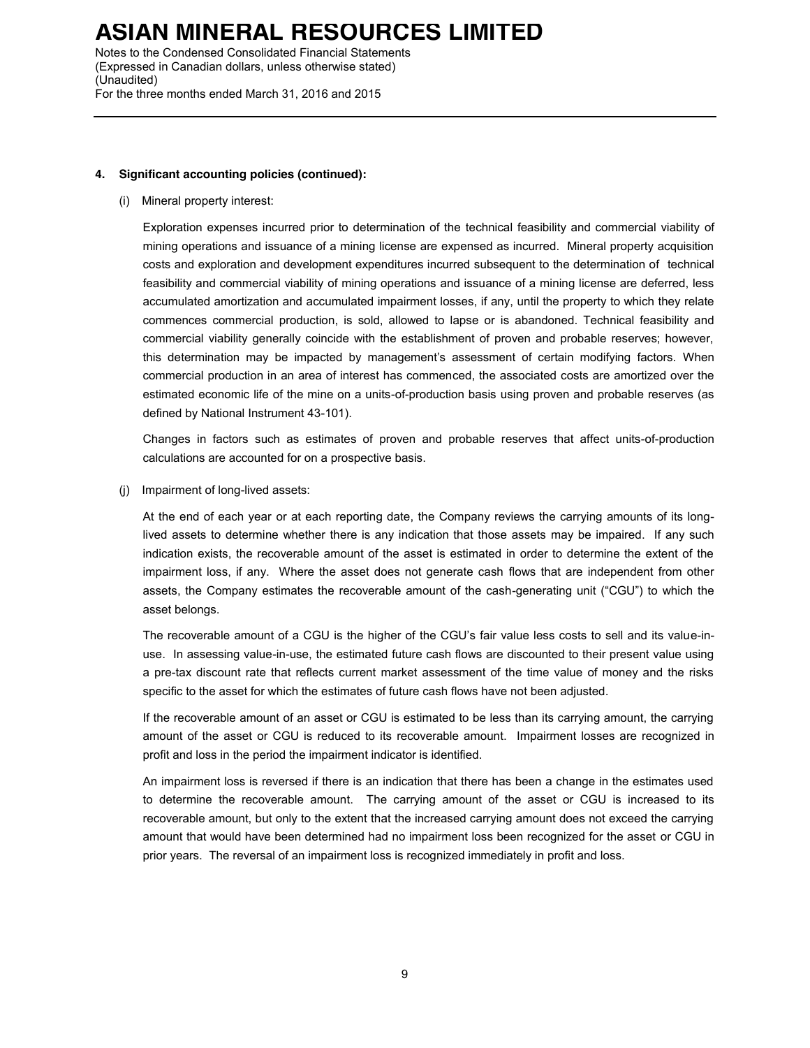**4. Significant accounting policies (continued):**

(i) Mineral property interest:

Exploration expenses incurred prior to determination of the technical feasibility and commercial viability of mining operations and issuance of a mining license are expensed as incurred. Mineral property acquisition costs and exploration and development expenditures incurred subsequent to the determination of technical feasibility and commercial viability of mining operations and issuance of a mining license are deferred, less accumulated amortization and accumulated impairment losses, if any, until the property to which they relate commences commercial production, is sold, allowed to lapse or is abandoned. Technical feasibility and commercial viability generally coincide with the establishment of proven and probable reserves; however, this determination may be impacted by management's assessment of certain modifying factors. When commercial production in an area of interest has commenced, the associated costs are amortized over the estimated economic life of the mine on a units-of-production basis using proven and probable reserves (as defined by National Instrument 43-101).

Changes in factors such as estimates of proven and probable reserves that affect units-of-production calculations are accounted for on a prospective basis.

(j) Impairment of long-lived assets:

At the end of each year or at each reporting date, the Company reviews the carrying amounts of its long-lived assets to determine whether there is any indication that those assets may be impaired. If any such indication exists, the recoverable amount of the asset is estimated in order to determine the extent of the impairment loss, if any. Where the asset does not generate cash flows that are independent from other assets, the Company estimates the recoverable amount of the cash-generating unit ("CGU") to which the asset belongs.

The recoverable amount of a CGU is the higher of the CGU's fair value less costs to sell and its value-in-use. In assessing value-in-use, the estimated future cash flows are discounted to their present value using a pre-tax discount rate that reflects current market assessment of the time value of money and the risks specific to the asset for which the estimates of future cash flows have not been adjusted.

If the recoverable amount of an asset or CGU is estimated to be less than its carrying amount, the carrying amount of the asset or CGU is reduced to its recoverable amount. Impairment losses are recognized in profit and loss in the period the impairment indicator is identified.

An impairment loss is reversed if there is an indication that there has been a change in the estimates used to determine the recoverable amount. The carrying amount of the asset or CGU is increased to its recoverable amount, but only to the extent that the increased carrying amount does not exceed the carrying amount that would have been determined had no impairment loss been recognized for the asset or CGU in prior years. The reversal of an impairment loss is recognized immediately in profit and loss.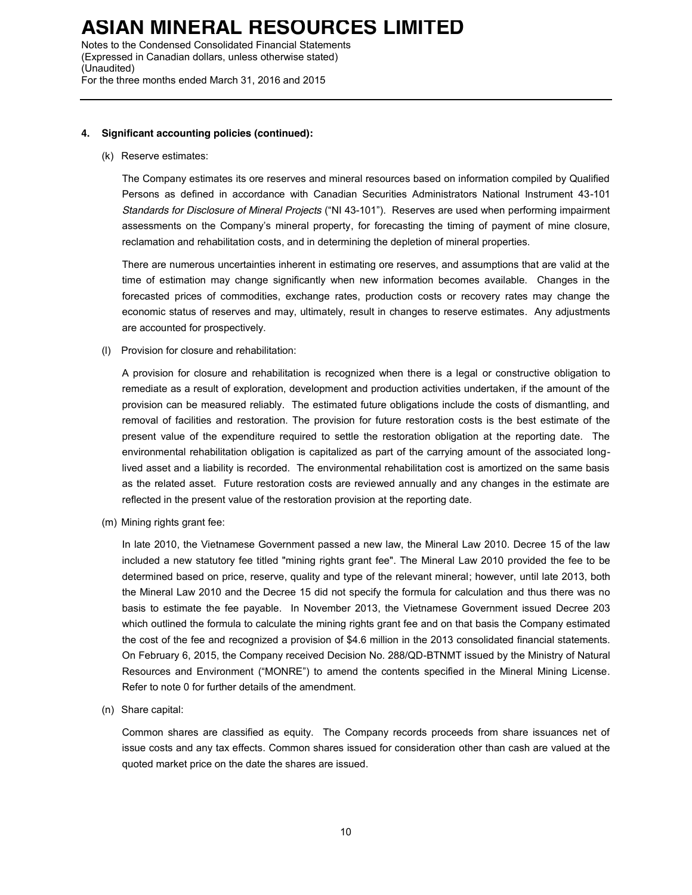#### 4. Significant accounting policies (continued):

(k) Reserve estimates:

The Company estimates its ore reserves and mineral resources based on information compiled by Qualified Persons as defined in accordance with Canadian Securities Administrators National Instrument 43-101 *Standards for Disclosure of Mineral Projects* ("NI 43-101"). Reserves are used when performing impairment assessments on the Company's mineral property, for forecasting the timing of payment of mine closure, reclamation and rehabilitation costs, and in determining the depletion of mineral properties.

There are numerous uncertainties inherent in estimating ore reserves, and assumptions that are valid at the time of estimation may change significantly when new information becomes available. Changes in the forecasted prices of commodities, exchange rates, production costs or recovery rates may change the economic status of reserves and may, ultimately, result in changes to reserve estimates. Any adjustments are accounted for prospectively.

(l) Provision for closure and rehabilitation:

A provision for closure and rehabilitation is recognized when there is a legal or constructive obligation to remediate as a result of exploration, development and production activities undertaken, if the amount of the provision can be measured reliably. The estimated future obligations include the costs of dismantling, and removal of facilities and restoration. The provision for future restoration costs is the best estimate of the present value of the expenditure required to settle the restoration obligation at the reporting date. The environmental rehabilitation obligation is capitalized as part of the carrying amount of the associated long-lived asset and a liability is recorded. The environmental rehabilitation cost is amortized on the same basis as the related asset. Future restoration costs are reviewed annually and any changes in the estimate are reflected in the present value of the restoration provision at the reporting date.

(m) Mining rights grant fee:

In late 2010, the Vietnamese Government passed a new law, the Mineral Law 2010. Decree 15 of the law included a new statutory fee titled "mining rights grant fee". The Mineral Law 2010 provided the fee to be determined based on price, reserve, quality and type of the relevant mineral; however, until late 2013, both the Mineral Law 2010 and the Decree 15 did not specify the formula for calculation and thus there was no basis to estimate the fee payable. In November 2013, the Vietnamese Government issued Decree 203 which outlined the formula to calculate the mining rights grant fee and on that basis the Company estimated the cost of the fee and recognized a provision of $4.6 million in the 2013 consolidated financial statements. On February 6, 2015, the Company received Decision No. 288/QD-BTNMT issued by the Ministry of Natural Resources and Environment ("MONRE") to amend the contents specified in the Mineral Mining License. Refer to note 0 for further details of the amendment.

(n) Share capital:

Common shares are classified as equity. The Company records proceeds from share issuances net of issue costs and any tax effects. Common shares issued for consideration other than cash are valued at the quoted market price on the date the shares are issued.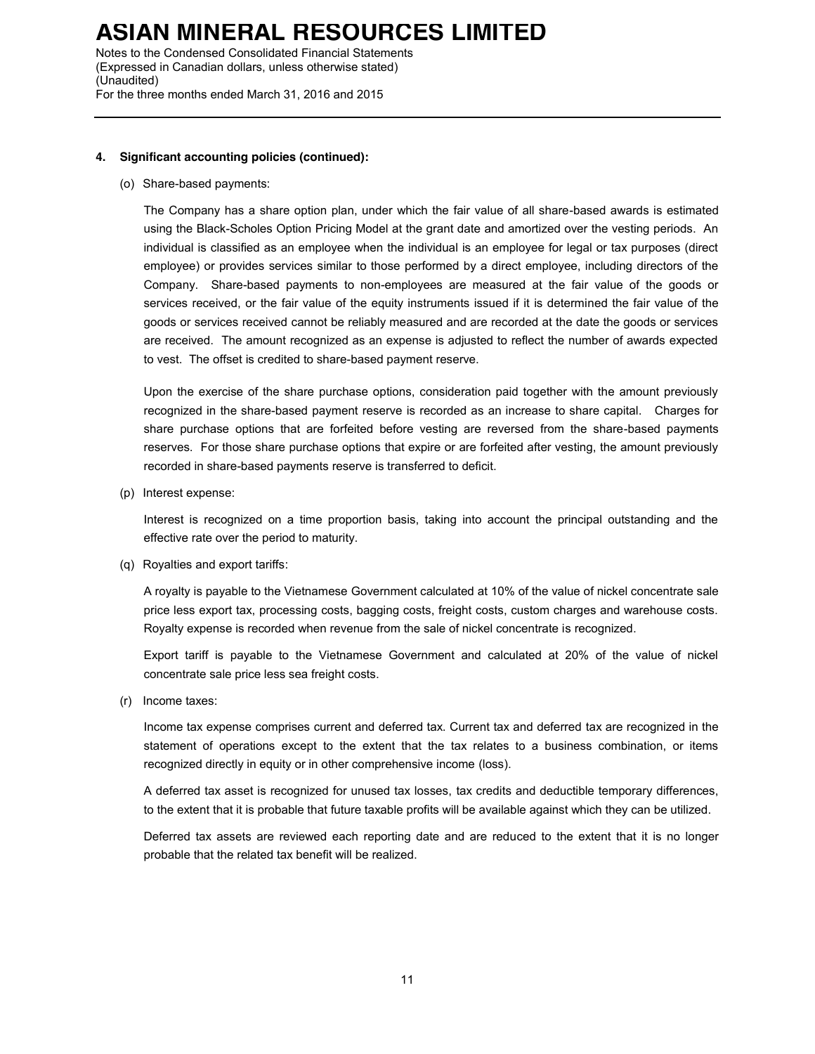### 4. Significant accounting policies (continued):

(o) Share-based payments:

The Company has a share option plan, under which the fair value of all share-based awards is estimated using the Black-Scholes Option Pricing Model at the grant date and amortized over the vesting periods. An individual is classified as an employee when the individual is an employee for legal or tax purposes (direct employee) or provides services similar to those performed by a direct employee, including directors of the Company. Share-based payments to non-employees are measured at the fair value of the goods or services received, or the fair value of the equity instruments issued if it is determined the fair value of the goods or services received cannot be reliably measured and are recorded at the date the goods or services are received. The amount recognized as an expense is adjusted to reflect the number of awards expected to vest. The offset is credited to share-based payment reserve.

Upon the exercise of the share purchase options, consideration paid together with the amount previously recognized in the share-based payment reserve is recorded as an increase to share capital. Charges for share purchase options that are forfeited before vesting are reversed from the share-based payments reserves. For those share purchase options that expire or are forfeited after vesting, the amount previously recorded in share-based payments reserve is transferred to deficit.

(p) Interest expense:

Interest is recognized on a time proportion basis, taking into account the principal outstanding and the effective rate over the period to maturity.

(q) Royalties and export tariffs:

A royalty is payable to the Vietnamese Government calculated at 10% of the value of nickel concentrate sale price less export tax, processing costs, bagging costs, freight costs, custom charges and warehouse costs. Royalty expense is recorded when revenue from the sale of nickel concentrate is recognized.

Export tariff is payable to the Vietnamese Government and calculated at 20% of the value of nickel concentrate sale price less sea freight costs.

(r) Income taxes:

Income tax expense comprises current and deferred tax. Current tax and deferred tax are recognized in the statement of operations except to the extent that the tax relates to a business combination, or items recognized directly in equity or in other comprehensive income (loss).

A deferred tax asset is recognized for unused tax losses, tax credits and deductible temporary differences, to the extent that it is probable that future taxable profits will be available against which they can be utilized.

Deferred tax assets are reviewed each reporting date and are reduced to the extent that it is no longer probable that the related tax benefit will be realized.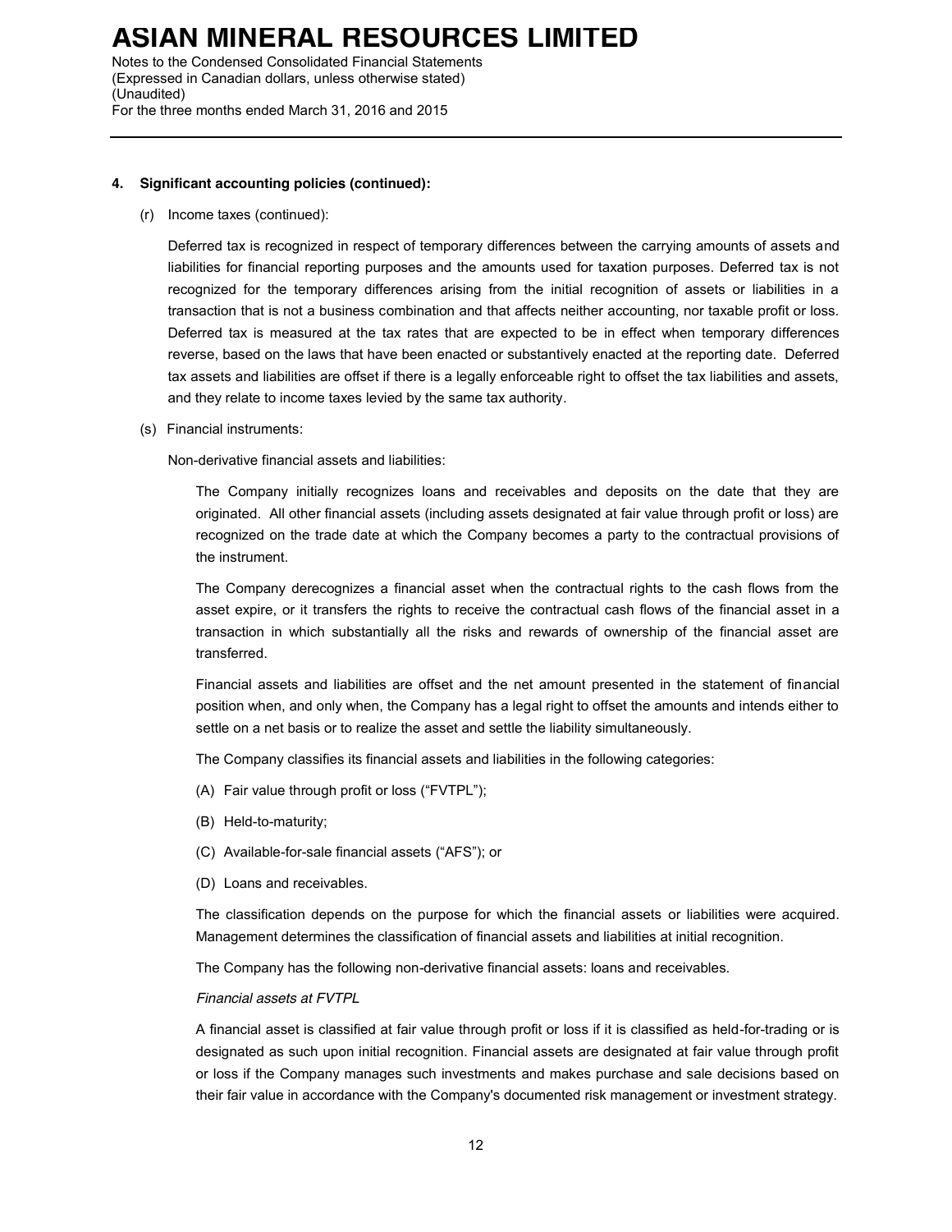## 4. Significant accounting policies (continued):

(r) Income taxes (continued):

Deferred tax is recognized in respect of temporary differences between the carrying amounts of assets and liabilities for financial reporting purposes and the amounts used for taxation purposes. Deferred tax is not recognized for the temporary differences arising from the initial recognition of assets or liabilities in a transaction that is not a business combination and that affects neither accounting, nor taxable profit or loss. Deferred tax is measured at the tax rates that are expected to be in effect when temporary differences reverse, based on the laws that have been enacted or substantively enacted at the reporting date. Deferred tax assets and liabilities are offset if there is a legally enforceable right to offset the tax liabilities and assets, and they relate to income taxes levied by the same tax authority.

(s) Financial instruments:

Non-derivative financial assets and liabilities:

The Company initially recognizes loans and receivables and deposits on the date that they are originated. All other financial assets (including assets designated at fair value through profit or loss) are recognized on the trade date at which the Company becomes a party to the contractual provisions of the instrument.

The Company derecognizes a financial asset when the contractual rights to the cash flows from the asset expire, or it transfers the rights to receive the contractual cash flows of the financial asset in a transaction in which substantially all the risks and rewards of ownership of the financial asset are transferred.

Financial assets and liabilities are offset and the net amount presented in the statement of financial position when, and only when, the Company has a legal right to offset the amounts and intends either to settle on a net basis or to realize the asset and settle the liability simultaneously.

The Company classifies its financial assets and liabilities in the following categories:

(A) Fair value through profit or loss ("FVTPL");

(B) Held-to-maturity;

(C) Available-for-sale financial assets ("AFS"); or

(D) Loans and receivables.

The classification depends on the purpose for which the financial assets or liabilities were acquired. Management determines the classification of financial assets and liabilities at initial recognition.

The Company has the following non-derivative financial assets: loans and receivables.

*Financial assets at FVTPL*

A financial asset is classified at fair value through profit or loss if it is classified as held-for-trading or is designated as such upon initial recognition. Financial assets are designated at fair value through profit or loss if the Company manages such investments and makes purchase and sale decisions based on their fair value in accordance with the Company's documented risk management or investment strategy.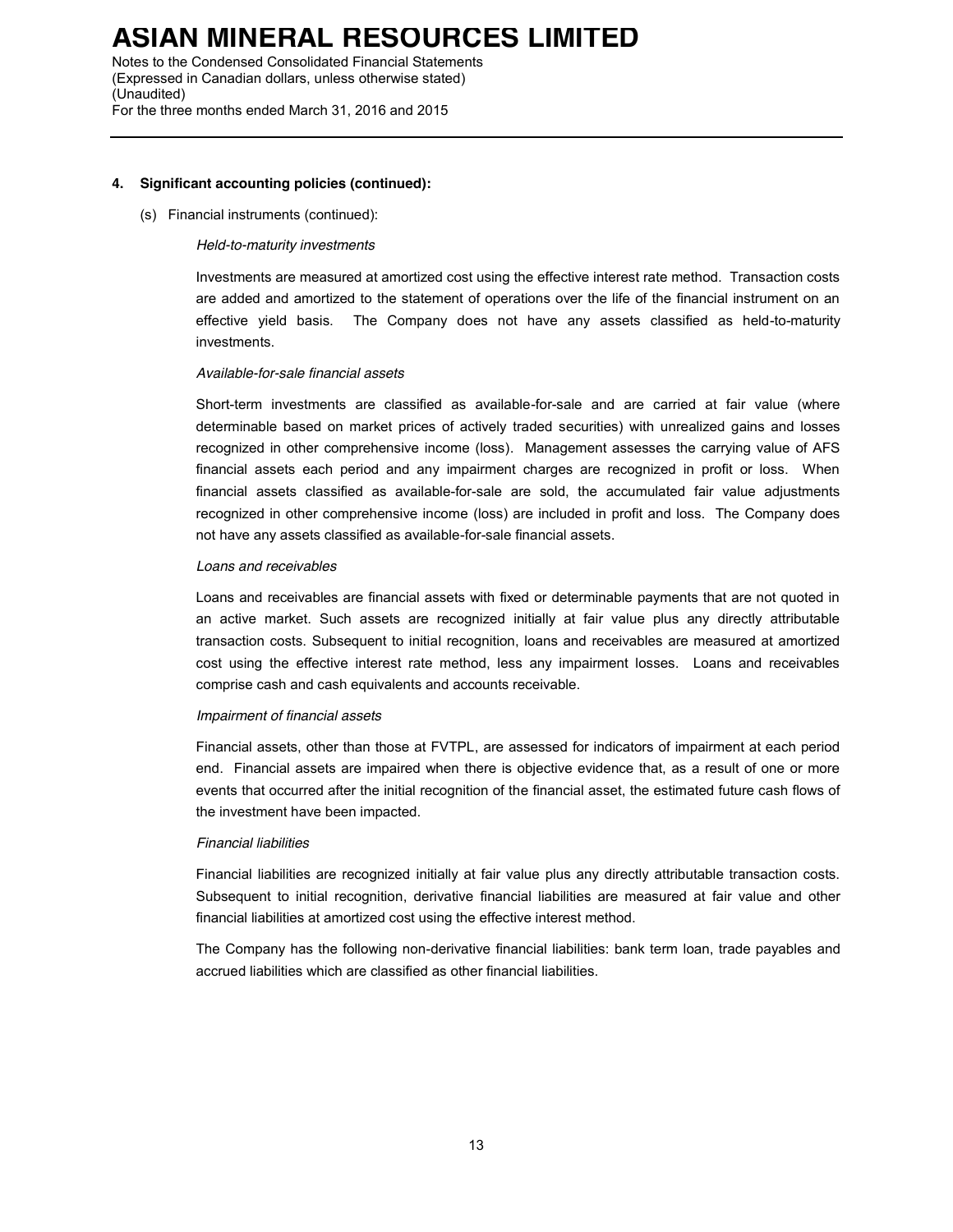## 4. Significant accounting policies (continued):

(s) Financial instruments (continued):

*Held-to-maturity investments*

Investments are measured at amortized cost using the effective interest rate method. Transaction costs are added and amortized to the statement of operations over the life of the financial instrument on an effective yield basis. The Company does not have any assets classified as held-to-maturity investments.

*Available-for-sale financial assets*

Short-term investments are classified as available-for-sale and are carried at fair value (where determinable based on market prices of actively traded securities) with unrealized gains and losses recognized in other comprehensive income (loss). Management assesses the carrying value of AFS financial assets each period and any impairment charges are recognized in profit or loss. When financial assets classified as available-for-sale are sold, the accumulated fair value adjustments recognized in other comprehensive income (loss) are included in profit and loss. The Company does not have any assets classified as available-for-sale financial assets.

*Loans and receivables*

Loans and receivables are financial assets with fixed or determinable payments that are not quoted in an active market. Such assets are recognized initially at fair value plus any directly attributable transaction costs. Subsequent to initial recognition, loans and receivables are measured at amortized cost using the effective interest rate method, less any impairment losses. Loans and receivables comprise cash and cash equivalents and accounts receivable.

*Impairment of financial assets*

Financial assets, other than those at FVTPL, are assessed for indicators of impairment at each period end. Financial assets are impaired when there is objective evidence that, as a result of one or more events that occurred after the initial recognition of the financial asset, the estimated future cash flows of the investment have been impacted.

*Financial liabilities*

Financial liabilities are recognized initially at fair value plus any directly attributable transaction costs. Subsequent to initial recognition, derivative financial liabilities are measured at fair value and other financial liabilities at amortized cost using the effective interest method.

The Company has the following non-derivative financial liabilities: bank term loan, trade payables and accrued liabilities which are classified as other financial liabilities.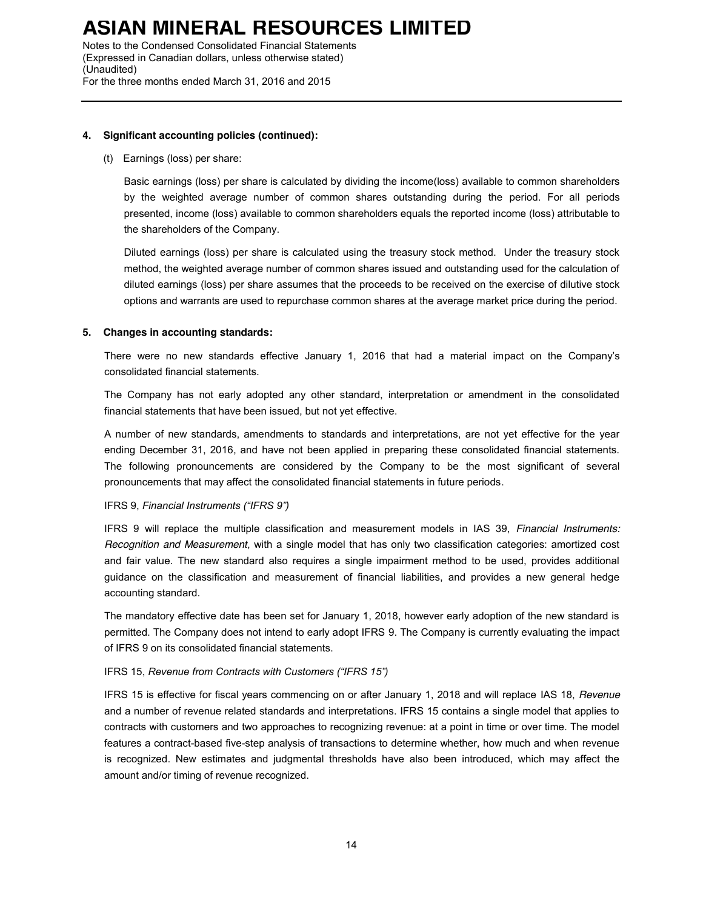### 4. Significant accounting policies (continued):

(t) Earnings (loss) per share:

Basic earnings (loss) per share is calculated by dividing the income(loss) available to common shareholders by the weighted average number of common shares outstanding during the period. For all periods presented, income (loss) available to common shareholders equals the reported income (loss) attributable to the shareholders of the Company.

Diluted earnings (loss) per share is calculated using the treasury stock method. Under the treasury stock method, the weighted average number of common shares issued and outstanding used for the calculation of diluted earnings (loss) per share assumes that the proceeds to be received on the exercise of dilutive stock options and warrants are used to repurchase common shares at the average market price during the period.

### 5. Changes in accounting standards:

There were no new standards effective January 1, 2016 that had a material impact on the Company's consolidated financial statements.

The Company has not early adopted any other standard, interpretation or amendment in the consolidated financial statements that have been issued, but not yet effective.

A number of new standards, amendments to standards and interpretations, are not yet effective for the year ending December 31, 2016, and have not been applied in preparing these consolidated financial statements. The following pronouncements are considered by the Company to be the most significant of several pronouncements that may affect the consolidated financial statements in future periods.

IFRS 9, *Financial Instruments ("IFRS 9")*

IFRS 9 will replace the multiple classification and measurement models in IAS 39, *Financial Instruments: Recognition and Measurement*, with a single model that has only two classification categories: amortized cost and fair value. The new standard also requires a single impairment method to be used, provides additional guidance on the classification and measurement of financial liabilities, and provides a new general hedge accounting standard.

The mandatory effective date has been set for January 1, 2018, however early adoption of the new standard is permitted. The Company does not intend to early adopt IFRS 9. The Company is currently evaluating the impact of IFRS 9 on its consolidated financial statements.

IFRS 15, *Revenue from Contracts with Customers ("IFRS 15")*

IFRS 15 is effective for fiscal years commencing on or after January 1, 2018 and will replace IAS 18, *Revenue* and a number of revenue related standards and interpretations. IFRS 15 contains a single model that applies to contracts with customers and two approaches to recognizing revenue: at a point in time or over time. The model features a contract-based five-step analysis of transactions to determine whether, how much and when revenue is recognized. New estimates and judgmental thresholds have also been introduced, which may affect the amount and/or timing of revenue recognized.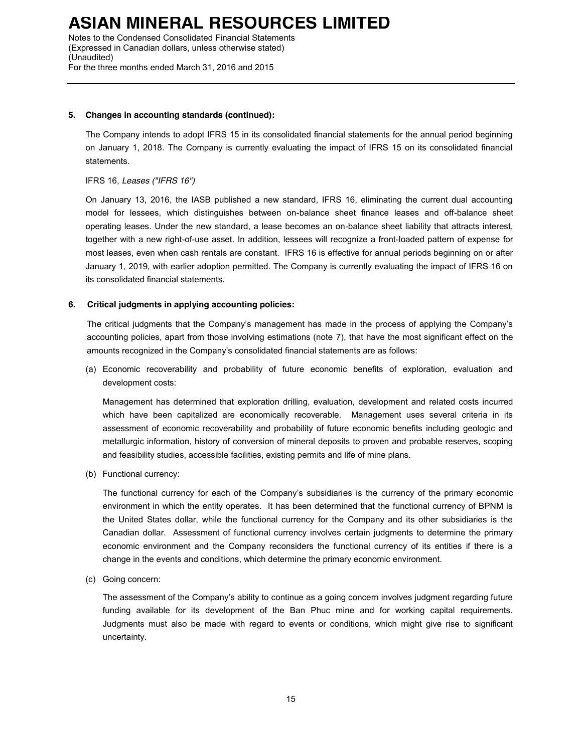**5. Changes in accounting standards (continued):**

The Company intends to adopt IFRS 15 in its consolidated financial statements for the annual period beginning on January 1, 2018. The Company is currently evaluating the impact of IFRS 15 on its consolidated financial statements.

IFRS 16, *Leases ("IFRS 16")*

On January 13, 2016, the IASB published a new standard, IFRS 16, eliminating the current dual accounting model for lessees, which distinguishes between on-balance sheet finance leases and off-balance sheet operating leases. Under the new standard, a lease becomes an on-balance sheet liability that attracts interest, together with a new right-of-use asset. In addition, lessees will recognize a front-loaded pattern of expense for most leases, even when cash rentals are constant. IFRS 16 is effective for annual periods beginning on or after January 1, 2019, with earlier adoption permitted. The Company is currently evaluating the impact of IFRS 16 on its consolidated financial statements.

**6. Critical judgments in applying accounting policies:**

The critical judgments that the Company's management has made in the process of applying the Company's accounting policies, apart from those involving estimations (note 7), that have the most significant effect on the amounts recognized in the Company's consolidated financial statements are as follows:

(a) Economic recoverability and probability of future economic benefits of exploration, evaluation and development costs:

Management has determined that exploration drilling, evaluation, development and related costs incurred which have been capitalized are economically recoverable. Management uses several criteria in its assessment of economic recoverability and probability of future economic benefits including geologic and metallurgic information, history of conversion of mineral deposits to proven and probable reserves, scoping and feasibility studies, accessible facilities, existing permits and life of mine plans.

(b) Functional currency:

The functional currency for each of the Company's subsidiaries is the currency of the primary economic environment in which the entity operates. It has been determined that the functional currency of BPNM is the United States dollar, while the functional currency for the Company and its other subsidiaries is the Canadian dollar. Assessment of functional currency involves certain judgments to determine the primary economic environment and the Company reconsiders the functional currency of its entities if there is a change in the events and conditions, which determine the primary economic environment.

(c) Going concern:

The assessment of the Company's ability to continue as a going concern involves judgment regarding future funding available for its development of the Ban Phuc mine and for working capital requirements. Judgments must also be made with regard to events or conditions, which might give rise to significant uncertainty.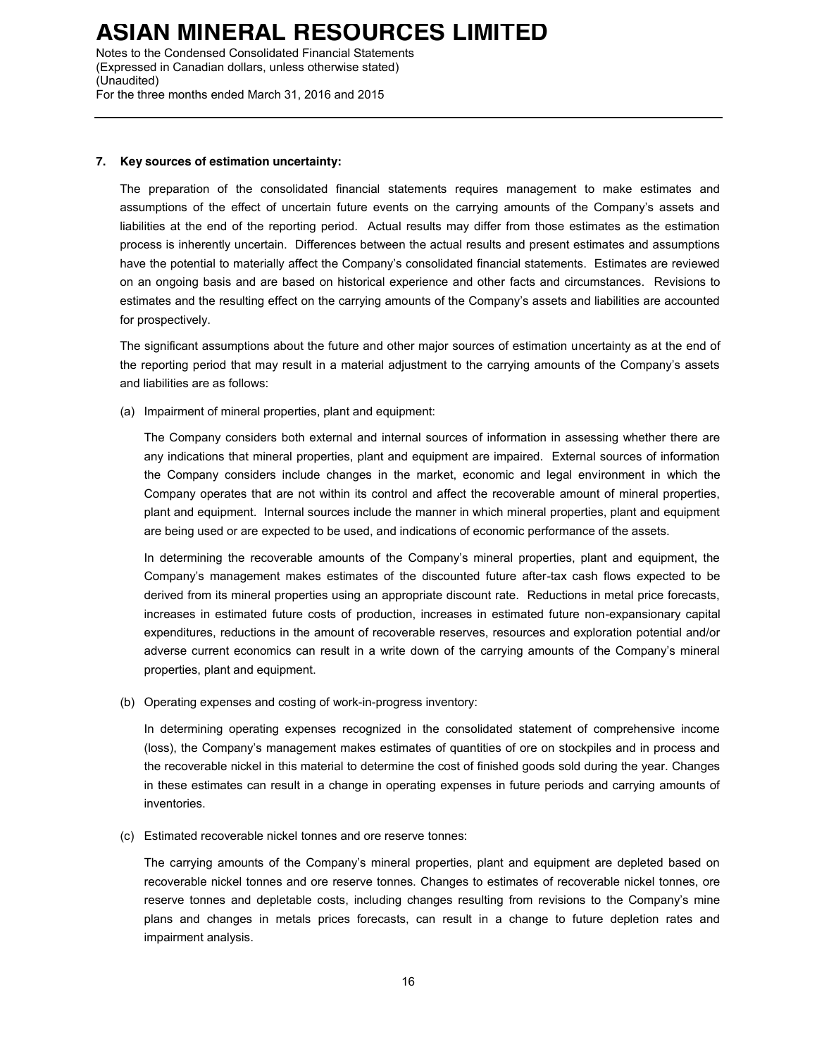### 7. Key sources of estimation uncertainty:

The preparation of the consolidated financial statements requires management to make estimates and assumptions of the effect of uncertain future events on the carrying amounts of the Company's assets and liabilities at the end of the reporting period. Actual results may differ from those estimates as the estimation process is inherently uncertain. Differences between the actual results and present estimates and assumptions have the potential to materially affect the Company's consolidated financial statements. Estimates are reviewed on an ongoing basis and are based on historical experience and other facts and circumstances. Revisions to estimates and the resulting effect on the carrying amounts of the Company's assets and liabilities are accounted for prospectively.

The significant assumptions about the future and other major sources of estimation uncertainty as at the end of the reporting period that may result in a material adjustment to the carrying amounts of the Company's assets and liabilities are as follows:

(a) Impairment of mineral properties, plant and equipment:

The Company considers both external and internal sources of information in assessing whether there are any indications that mineral properties, plant and equipment are impaired. External sources of information the Company considers include changes in the market, economic and legal environment in which the Company operates that are not within its control and affect the recoverable amount of mineral properties, plant and equipment. Internal sources include the manner in which mineral properties, plant and equipment are being used or are expected to be used, and indications of economic performance of the assets.

In determining the recoverable amounts of the Company's mineral properties, plant and equipment, the Company's management makes estimates of the discounted future after-tax cash flows expected to be derived from its mineral properties using an appropriate discount rate. Reductions in metal price forecasts, increases in estimated future costs of production, increases in estimated future non-expansionary capital expenditures, reductions in the amount of recoverable reserves, resources and exploration potential and/or adverse current economics can result in a write down of the carrying amounts of the Company's mineral properties, plant and equipment.

(b) Operating expenses and costing of work-in-progress inventory:

In determining operating expenses recognized in the consolidated statement of comprehensive income (loss), the Company's management makes estimates of quantities of ore on stockpiles and in process and the recoverable nickel in this material to determine the cost of finished goods sold during the year. Changes in these estimates can result in a change in operating expenses in future periods and carrying amounts of inventories.

(c) Estimated recoverable nickel tonnes and ore reserve tonnes:

The carrying amounts of the Company's mineral properties, plant and equipment are depleted based on recoverable nickel tonnes and ore reserve tonnes. Changes to estimates of recoverable nickel tonnes, ore reserve tonnes and depletable costs, including changes resulting from revisions to the Company's mine plans and changes in metals prices forecasts, can result in a change to future depletion rates and impairment analysis.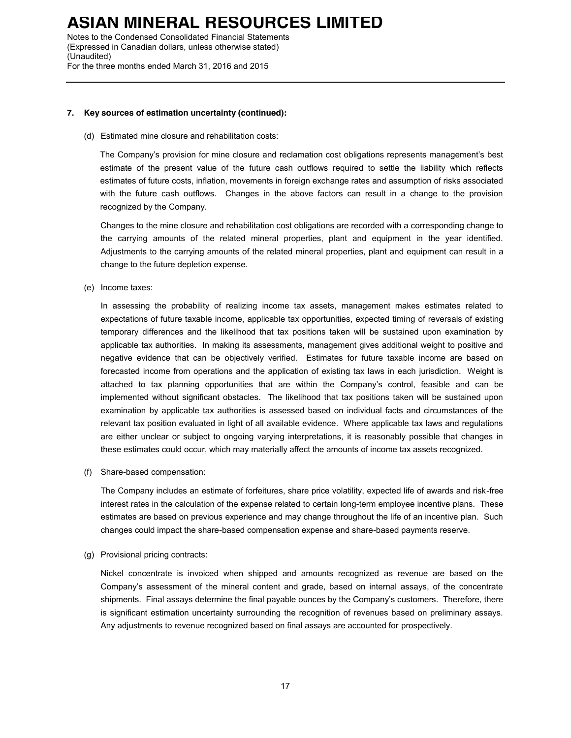### 7. Key sources of estimation uncertainty (continued):

(d) Estimated mine closure and rehabilitation costs:

The Company's provision for mine closure and reclamation cost obligations represents management's best estimate of the present value of the future cash outflows required to settle the liability which reflects estimates of future costs, inflation, movements in foreign exchange rates and assumption of risks associated with the future cash outflows. Changes in the above factors can result in a change to the provision recognized by the Company.

Changes to the mine closure and rehabilitation cost obligations are recorded with a corresponding change to the carrying amounts of the related mineral properties, plant and equipment in the year identified. Adjustments to the carrying amounts of the related mineral properties, plant and equipment can result in a change to the future depletion expense.

(e) Income taxes:

In assessing the probability of realizing income tax assets, management makes estimates related to expectations of future taxable income, applicable tax opportunities, expected timing of reversals of existing temporary differences and the likelihood that tax positions taken will be sustained upon examination by applicable tax authorities. In making its assessments, management gives additional weight to positive and negative evidence that can be objectively verified. Estimates for future taxable income are based on forecasted income from operations and the application of existing tax laws in each jurisdiction. Weight is attached to tax planning opportunities that are within the Company's control, feasible and can be implemented without significant obstacles. The likelihood that tax positions taken will be sustained upon examination by applicable tax authorities is assessed based on individual facts and circumstances of the relevant tax position evaluated in light of all available evidence. Where applicable tax laws and regulations are either unclear or subject to ongoing varying interpretations, it is reasonably possible that changes in these estimates could occur, which may materially affect the amounts of income tax assets recognized.

(f) Share-based compensation:

The Company includes an estimate of forfeitures, share price volatility, expected life of awards and risk-free interest rates in the calculation of the expense related to certain long-term employee incentive plans. These estimates are based on previous experience and may change throughout the life of an incentive plan. Such changes could impact the share-based compensation expense and share-based payments reserve.

(g) Provisional pricing contracts:

Nickel concentrate is invoiced when shipped and amounts recognized as revenue are based on the Company's assessment of the mineral content and grade, based on internal assays, of the concentrate shipments. Final assays determine the final payable ounces by the Company's customers. Therefore, there is significant estimation uncertainty surrounding the recognition of revenues based on preliminary assays. Any adjustments to revenue recognized based on final assays are accounted for prospectively.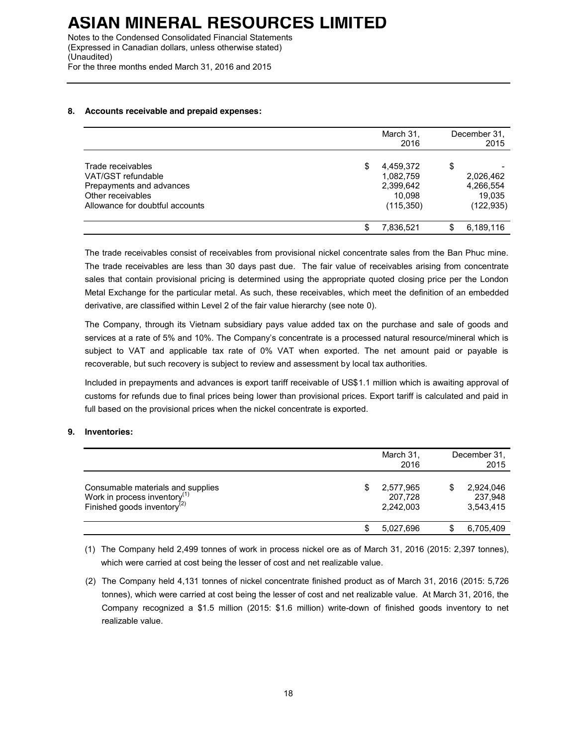# ASIAN MINERAL RESOURCES LIMITED

Notes to the Condensed Consolidated Financial Statements
(Expressed in Canadian dollars, unless otherwise stated)
(Unaudited)
For the three months ended March 31, 2016 and 2015

**8. Accounts receivable and prepaid expenses:**

| | March 31, 2016 | December 31, 2015 |
|---|---|---|
| Trade receivables | $ 4,459,372 | $ - |
| VAT/GST refundable | 1,082,759 | 2,026,462 |
| Prepayments and advances | 2,399,642 | 4,266,554 |
| Other receivables | 10,098 | 19,035 |
| Allowance for doubtful accounts | (115,350) | (122,935) |
| | $ 7,836,521 | $ 6,189,116 |

The trade receivables consist of receivables from provisional nickel concentrate sales from the Ban Phuc mine. The trade receivables are less than 30 days past due. The fair value of receivables arising from concentrate sales that contain provisional pricing is determined using the appropriate quoted closing price per the London Metal Exchange for the particular metal. As such, these receivables, which meet the definition of an embedded derivative, are classified within Level 2 of the fair value hierarchy (see note 0).

The Company, through its Vietnam subsidiary pays value added tax on the purchase and sale of goods and services at a rate of 5% and 10%. The Company's concentrate is a processed natural resource/mineral which is subject to VAT and applicable tax rate of 0% VAT when exported. The net amount paid or payable is recoverable, but such recovery is subject to review and assessment by local tax authorities.

Included in prepayments and advances is export tariff receivable of US$1.1 million which is awaiting approval of customs for refunds due to final prices being lower than provisional prices. Export tariff is calculated and paid in full based on the provisional prices when the nickel concentrate is exported.

**9. Inventories:**

| | March 31, 2016 | December 31, 2015 |
|---|---|---|
| Consumable materials and supplies | $ 2,577,965 | $ 2,924,046 |
| Work in process inventory(1) | 207,728 | 237,948 |
| Finished goods inventory(2) | 2,242,003 | 3,543,415 |
| | $ 5,027,696 | $ 6,705,409 |

(1) The Company held 2,499 tonnes of work in process nickel ore as of March 31, 2016 (2015: 2,397 tonnes), which were carried at cost being the lesser of cost and net realizable value.

(2) The Company held 4,131 tonnes of nickel concentrate finished product as of March 31, 2016 (2015: 5,726 tonnes), which were carried at cost being the lesser of cost and net realizable value. At March 31, 2016, the Company recognized a $1.5 million (2015: $1.6 million) write-down of finished goods inventory to net realizable value.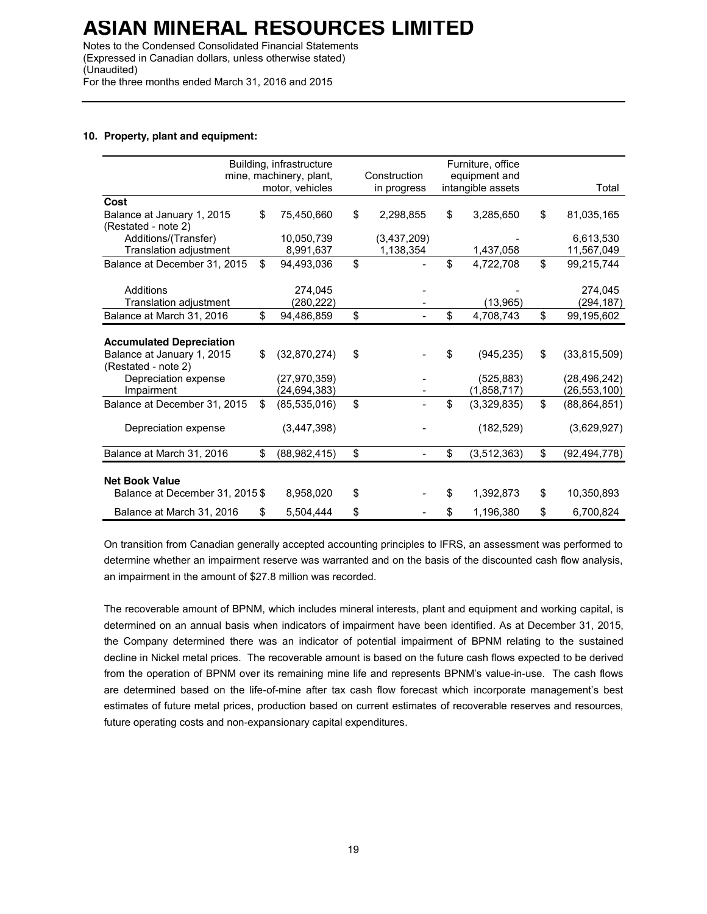## 10. Property, plant and equipment:

| | Building, infrastructure mine, machinery, plant, motor, vehicles | Construction in progress | Furniture, office equipment and intangible assets | Total |
|---|---|---|---|---|
| **Cost** | | | | |
| Balance at January 1, 2015 (Restated - note 2) | $ 75,450,660 | $ 2,298,855 | $ 3,285,650 | $ 81,035,165 |
| Additions/(Transfer) | 10,050,739 | (3,437,209) | - | 6,613,530 |
| Translation adjustment | 8,991,637 | 1,138,354 | 1,437,058 | 11,567,049 |
| Balance at December 31, 2015 | $ 94,493,036 | $ - | $ 4,722,708 | $ 99,215,744 |
| Additions | 274,045 | - | - | 274,045 |
| Translation adjustment | (280,222) | - | (13,965) | (294,187) |
| Balance at March 31, 2016 | $ 94,486,859 | $ - | $ 4,708,743 | $ 99,195,602 |
| **Accumulated Depreciation** | | | | |
| Balance at January 1, 2015 (Restated - note 2) | $ (32,870,274) | $ - | $ (945,235) | $ (33,815,509) |
| Depreciation expense | (27,970,359) | - | (525,883) | (28,496,242) |
| Impairment | (24,694,383) | - | (1,858,717) | (26,553,100) |
| Balance at December 31, 2015 | $ (85,535,016) | $ - | $ (3,329,835) | $ (88,864,851) |
| Depreciation expense | (3,447,398) | - | (182,529) | (3,629,927) |
| Balance at March 31, 2016 | $ (88,982,415) | $ - | $ (3,512,363) | $ (92,494,778) |
| **Net Book Value** | | | | |
| Balance at December 31, 2015 | $ 8,958,020 | $ - | $ 1,392,873 | $ 10,350,893 |
| Balance at March 31, 2016 | $ 5,504,444 | $ - | $ 1,196,380 | $ 6,700,824 |

On transition from Canadian generally accepted accounting principles to IFRS, an assessment was performed to determine whether an impairment reserve was warranted and on the basis of the discounted cash flow analysis, an impairment in the amount of $27.8 million was recorded.

The recoverable amount of BPNM, which includes mineral interests, plant and equipment and working capital, is determined on an annual basis when indicators of impairment have been identified. As at December 31, 2015, the Company determined there was an indicator of potential impairment of BPNM relating to the sustained decline in Nickel metal prices. The recoverable amount is based on the future cash flows expected to be derived from the operation of BPNM over its remaining mine life and represents BPNM's value-in-use. The cash flows are determined based on the life-of-mine after tax cash flow forecast which incorporate management's best estimates of future metal prices, production based on current estimates of recoverable reserves and resources, future operating costs and non-expansionary capital expenditures.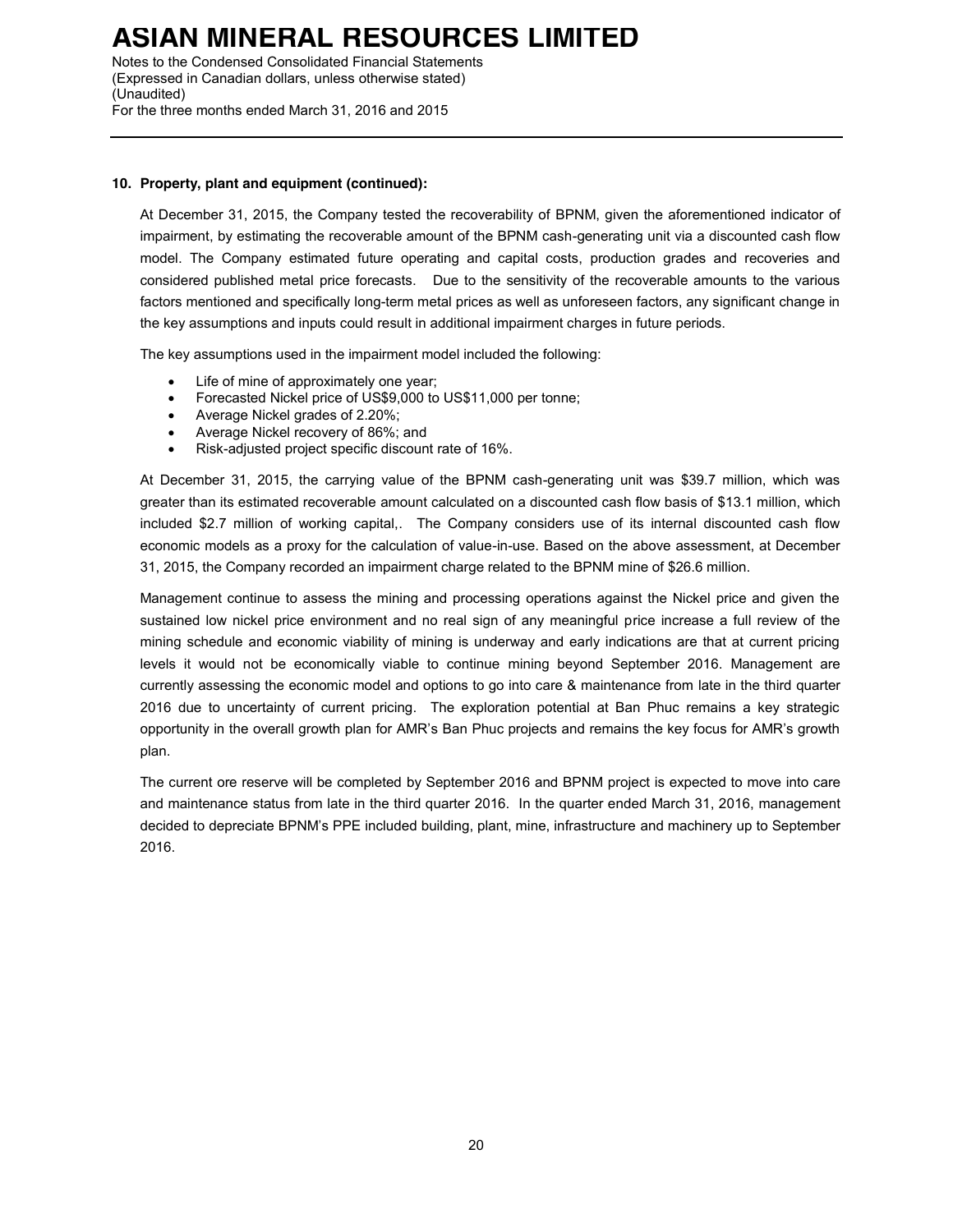**10. Property, plant and equipment (continued):**

At December 31, 2015, the Company tested the recoverability of BPNM, given the aforementioned indicator of impairment, by estimating the recoverable amount of the BPNM cash-generating unit via a discounted cash flow model. The Company estimated future operating and capital costs, production grades and recoveries and considered published metal price forecasts. Due to the sensitivity of the recoverable amounts to the various factors mentioned and specifically long-term metal prices as well as unforeseen factors, any significant change in the key assumptions and inputs could result in additional impairment charges in future periods.

The key assumptions used in the impairment model included the following:

- Life of mine of approximately one year;
- Forecasted Nickel price of US$9,000 to US$11,000 per tonne;
- Average Nickel grades of 2.20%;
- Average Nickel recovery of 86%; and
- Risk-adjusted project specific discount rate of 16%.

At December 31, 2015, the carrying value of the BPNM cash-generating unit was $39.7 million, which was greater than its estimated recoverable amount calculated on a discounted cash flow basis of $13.1 million, which included $2.7 million of working capital,. The Company considers use of its internal discounted cash flow economic models as a proxy for the calculation of value-in-use. Based on the above assessment, at December 31, 2015, the Company recorded an impairment charge related to the BPNM mine of $26.6 million.

Management continue to assess the mining and processing operations against the Nickel price and given the sustained low nickel price environment and no real sign of any meaningful price increase a full review of the mining schedule and economic viability of mining is underway and early indications are that at current pricing levels it would not be economically viable to continue mining beyond September 2016. Management are currently assessing the economic model and options to go into care & maintenance from late in the third quarter 2016 due to uncertainty of current pricing. The exploration potential at Ban Phuc remains a key strategic opportunity in the overall growth plan for AMR's Ban Phuc projects and remains the key focus for AMR's growth plan.

The current ore reserve will be completed by September 2016 and BPNM project is expected to move into care and maintenance status from late in the third quarter 2016. In the quarter ended March 31, 2016, management decided to depreciate BPNM's PPE included building, plant, mine, infrastructure and machinery up to September 2016.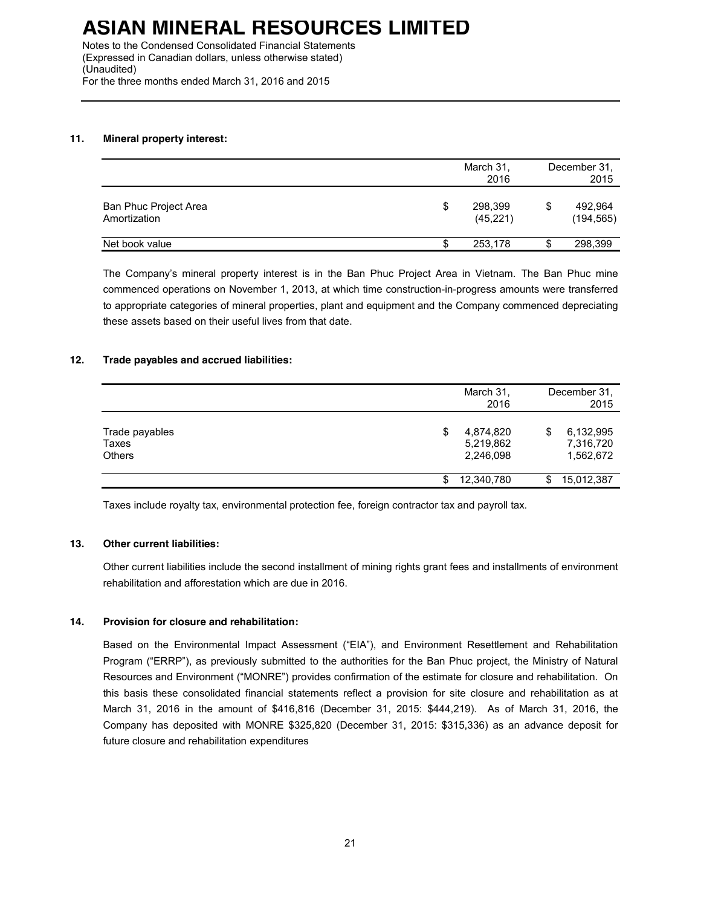### 11. Mineral property interest:

| | March 31, 2016 | December 31, 2015 |
|---|---|---|
| Ban Phuc Project Area | $ 298,399 | $ 492,964 |
| Amortization | (45,221) | (194,565) |
| Net book value | $ 253,178 | $ 298,399 |

The Company's mineral property interest is in the Ban Phuc Project Area in Vietnam. The Ban Phuc mine commenced operations on November 1, 2013, at which time construction-in-progress amounts were transferred to appropriate categories of mineral properties, plant and equipment and the Company commenced depreciating these assets based on their useful lives from that date.

### 12. Trade payables and accrued liabilities:

| | March 31, 2016 | December 31, 2015 |
|---|---|---|
| Trade payables | $ 4,874,820 | $ 6,132,995 |
| Taxes | 5,219,862 | 7,316,720 |
| Others | 2,246,098 | 1,562,672 |
| | $ 12,340,780 | $ 15,012,387 |

Taxes include royalty tax, environmental protection fee, foreign contractor tax and payroll tax.

### 13. Other current liabilities:

Other current liabilities include the second installment of mining rights grant fees and installments of environment rehabilitation and afforestation which are due in 2016.

### 14. Provision for closure and rehabilitation:

Based on the Environmental Impact Assessment ("EIA"), and Environment Resettlement and Rehabilitation Program ("ERRP"), as previously submitted to the authorities for the Ban Phuc project, the Ministry of Natural Resources and Environment ("MONRE") provides confirmation of the estimate for closure and rehabilitation. On this basis these consolidated financial statements reflect a provision for site closure and rehabilitation as at March 31, 2016 in the amount of $416,816 (December 31, 2015: $444,219). As of March 31, 2016, the Company has deposited with MONRE $325,820 (December 31, 2015: $315,336) as an advance deposit for future closure and rehabilitation expenditures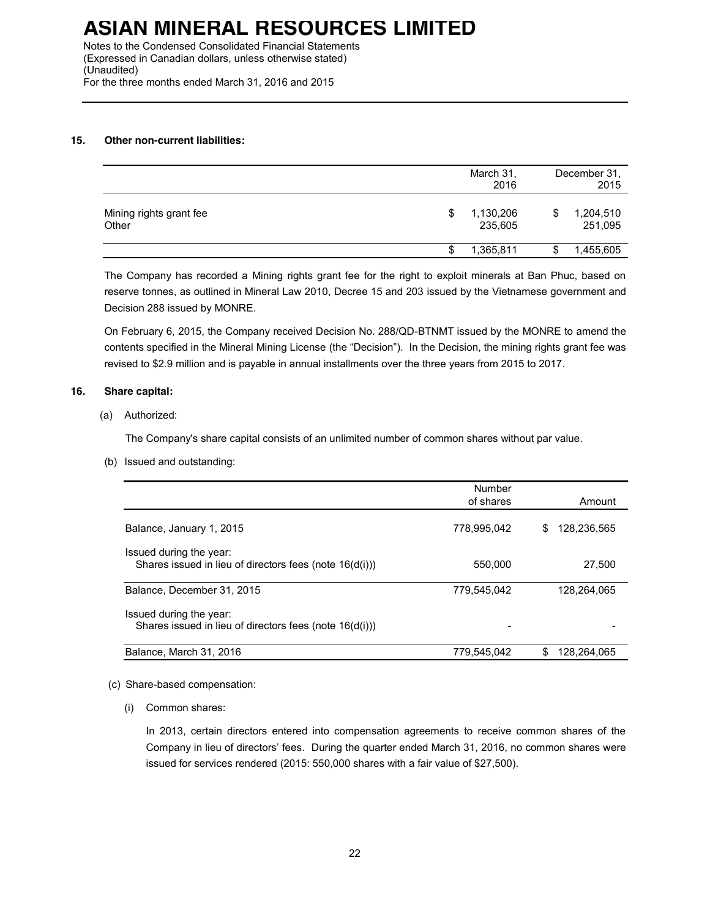### 15. Other non-current liabilities:

| | March 31, 2016 | December 31, 2015 |
|---|---|---|
| Mining rights grant fee | $ 1,130,206 | $ 1,204,510 |
| Other | 235,605 | 251,095 |
| | $ 1,365,811 | $ 1,455,605 |

The Company has recorded a Mining rights grant fee for the right to exploit minerals at Ban Phuc, based on reserve tonnes, as outlined in Mineral Law 2010, Decree 15 and 203 issued by the Vietnamese government and Decision 288 issued by MONRE.

On February 6, 2015, the Company received Decision No. 288/QD-BTNMT issued by the MONRE to amend the contents specified in the Mineral Mining License (the "Decision"). In the Decision, the mining rights grant fee was revised to $2.9 million and is payable in annual installments over the three years from 2015 to 2017.

### 16. Share capital:

(a) Authorized:

The Company's share capital consists of an unlimited number of common shares without par value.

(b) Issued and outstanding:

| | Number of shares | Amount |
|---|---|---|
| Balance, January 1, 2015 | 778,995,042 | $ 128,236,565 |
| Issued during the year:<br>Shares issued in lieu of directors fees (note 16(d(i))) | 550,000 | 27,500 |
| Balance, December 31, 2015 | 779,545,042 | 128,264,065 |
| Issued during the year:<br>Shares issued in lieu of directors fees (note 16(d(i))) | - | - |
| Balance, March 31, 2016 | 779,545,042 | $ 128,264,065 |

(c) Share-based compensation:

(i) Common shares:

In 2013, certain directors entered into compensation agreements to receive common shares of the Company in lieu of directors' fees. During the quarter ended March 31, 2016, no common shares were issued for services rendered (2015: 550,000 shares with a fair value of $27,500).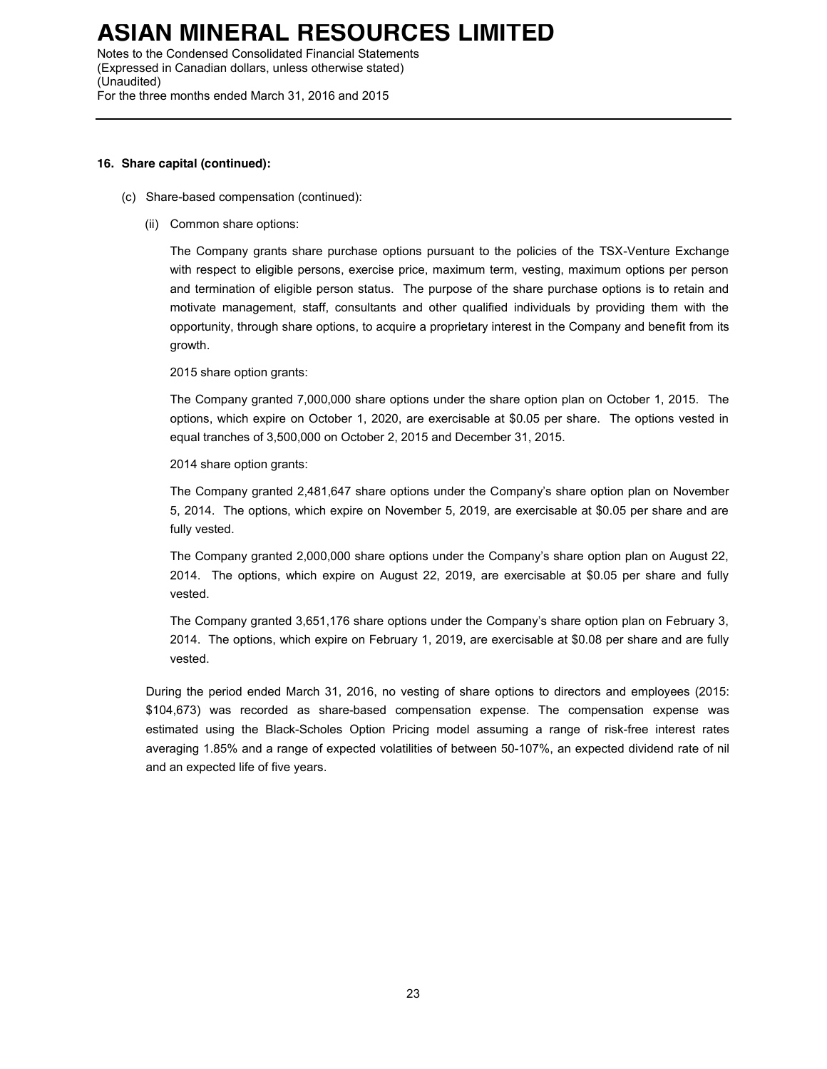**16. Share capital (continued):**

(c) Share-based compensation (continued):

(ii) Common share options:

The Company grants share purchase options pursuant to the policies of the TSX-Venture Exchange with respect to eligible persons, exercise price, maximum term, vesting, maximum options per person and termination of eligible person status. The purpose of the share purchase options is to retain and motivate management, staff, consultants and other qualified individuals by providing them with the opportunity, through share options, to acquire a proprietary interest in the Company and benefit from its growth.

2015 share option grants:

The Company granted 7,000,000 share options under the share option plan on October 1, 2015. The options, which expire on October 1, 2020, are exercisable at $0.05 per share. The options vested in equal tranches of 3,500,000 on October 2, 2015 and December 31, 2015.

2014 share option grants:

The Company granted 2,481,647 share options under the Company's share option plan on November 5, 2014. The options, which expire on November 5, 2019, are exercisable at $0.05 per share and are fully vested.

The Company granted 2,000,000 share options under the Company's share option plan on August 22, 2014. The options, which expire on August 22, 2019, are exercisable at $0.05 per share and fully vested.

The Company granted 3,651,176 share options under the Company's share option plan on February 3, 2014. The options, which expire on February 1, 2019, are exercisable at $0.08 per share and are fully vested.

During the period ended March 31, 2016, no vesting of share options to directors and employees (2015: $104,673) was recorded as share-based compensation expense. The compensation expense was estimated using the Black-Scholes Option Pricing model assuming a range of risk-free interest rates averaging 1.85% and a range of expected volatilities of between 50-107%, an expected dividend rate of nil and an expected life of five years.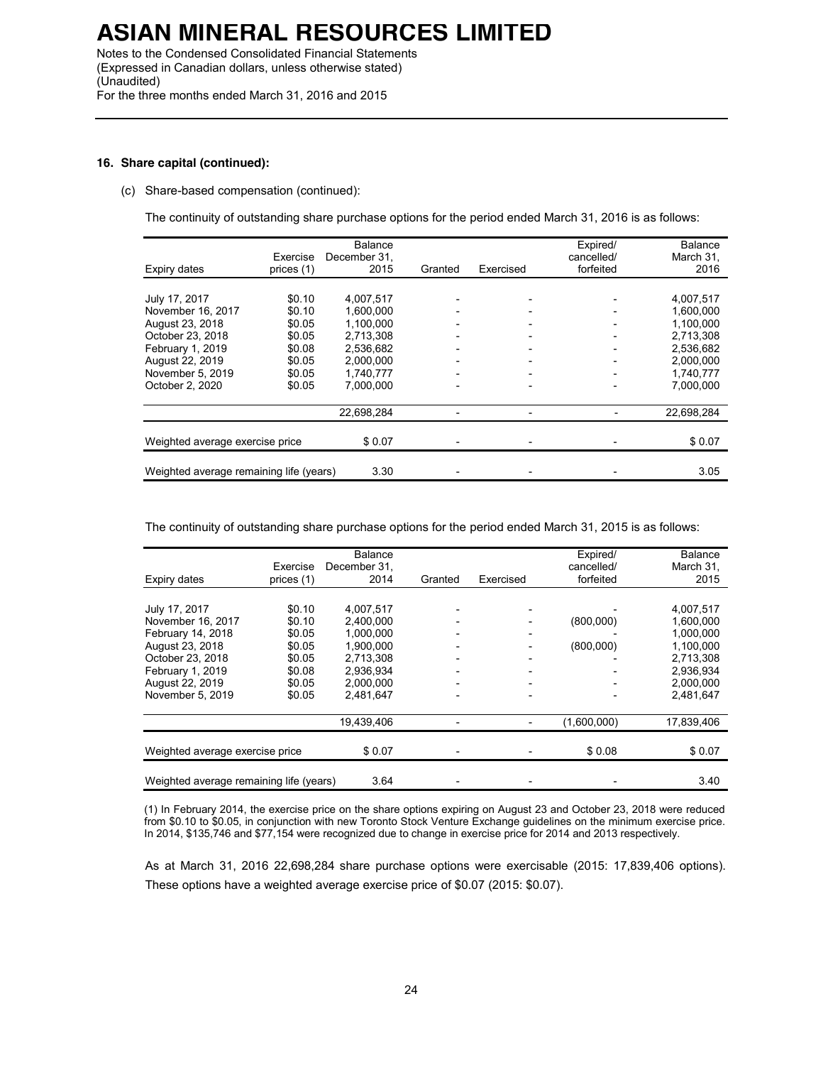## 16. Share capital (continued):

(c) Share-based compensation (continued):

The continuity of outstanding share purchase options for the period ended March 31, 2016 is as follows:

| Expiry dates | Exercise prices (1) | Balance December 31, 2015 | Granted | Exercised | Expired/ cancelled/ forfeited | Balance March 31, 2016 |
|---|---|---|---|---|---|---|
| July 17, 2017 | $0.10 | 4,007,517 | - | - | - | 4,007,517 |
| November 16, 2017 | $0.10 | 1,600,000 | - | - | - | 1,600,000 |
| August 23, 2018 | $0.05 | 1,100,000 | - | - | - | 1,100,000 |
| October 23, 2018 | $0.05 | 2,713,308 | - | - | - | 2,713,308 |
| February 1, 2019 | $0.08 | 2,536,682 | - | - | - | 2,536,682 |
| August 22, 2019 | $0.05 | 2,000,000 | - | - | - | 2,000,000 |
| November 5, 2019 | $0.05 | 1,740,777 | - | - | - | 1,740,777 |
| October 2, 2020 | $0.05 | 7,000,000 | - | - | - | 7,000,000 |
| | | 22,698,284 | - | - | - | 22,698,284 |
| Weighted average exercise price | | $ 0.07 | - | - | - | $ 0.07 |
| Weighted average remaining life (years) | | 3.30 | - | - | - | 3.05 |

The continuity of outstanding share purchase options for the period ended March 31, 2015 is as follows:

| Expiry dates | Exercise prices (1) | Balance December 31, 2014 | Granted | Exercised | Expired/ cancelled/ forfeited | Balance March 31, 2015 |
|---|---|---|---|---|---|---|
| July 17, 2017 | $0.10 | 4,007,517 | - | - | - | 4,007,517 |
| November 16, 2017 | $0.10 | 2,400,000 | - | - | (800,000) | 1,600,000 |
| February 14, 2018 | $0.05 | 1,000,000 | - | - | - | 1,000,000 |
| August 23, 2018 | $0.05 | 1,900,000 | - | - | (800,000) | 1,100,000 |
| October 23, 2018 | $0.05 | 2,713,308 | - | - | - | 2,713,308 |
| February 1, 2019 | $0.08 | 2,936,934 | - | - | - | 2,936,934 |
| August 22, 2019 | $0.05 | 2,000,000 | - | - | - | 2,000,000 |
| November 5, 2019 | $0.05 | 2,481,647 | - | - | - | 2,481,647 |
| | | 19,439,406 | - | - | (1,600,000) | 17,839,406 |
| Weighted average exercise price | | $ 0.07 | - | - | $ 0.08 | $ 0.07 |
| Weighted average remaining life (years) | | 3.64 | - | - | - | 3.40 |

(1) In February 2014, the exercise price on the share options expiring on August 23 and October 23, 2018 were reduced from $0.10 to $0.05, in conjunction with new Toronto Stock Venture Exchange guidelines on the minimum exercise price. In 2014, $135,746 and $77,154 were recognized due to change in exercise price for 2014 and 2013 respectively.

As at March 31, 2016 22,698,284 share purchase options were exercisable (2015: 17,839,406 options). These options have a weighted average exercise price of $0.07 (2015: $0.07).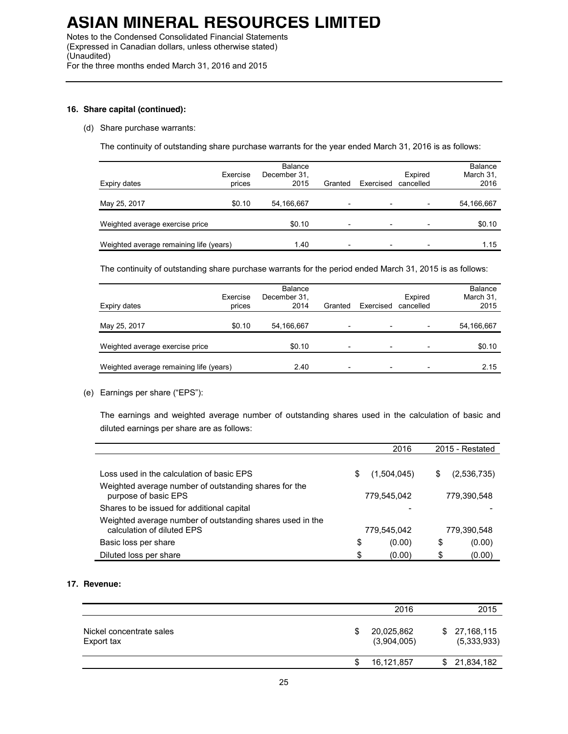# ASIAN MINERAL RESOURCES LIMITED

Notes to the Condensed Consolidated Financial Statements
(Expressed in Canadian dollars, unless otherwise stated)
(Unaudited)
For the three months ended March 31, 2016 and 2015

**16. Share capital (continued):**

(d) Share purchase warrants:

The continuity of outstanding share purchase warrants for the year ended March 31, 2016 is as follows:

| Expiry dates | Exercise prices | Balance December 31, 2015 | Granted | Exercised | Expired cancelled | Balance March 31, 2016 |
|---|---|---|---|---|---|---|
| May 25, 2017 | $0.10 | 54,166,667 | - | - | - | 54,166,667 |
| Weighted average exercise price | | $0.10 | - | - | - | $0.10 |
| Weighted average remaining life (years) | | 1.40 | - | - | - | 1.15 |

The continuity of outstanding share purchase warrants for the period ended March 31, 2015 is as follows:

| Expiry dates | Exercise prices | Balance December 31, 2014 | Granted | Exercised | Expired cancelled | Balance March 31, 2015 |
|---|---|---|---|---|---|---|
| May 25, 2017 | $0.10 | 54,166,667 | - | - | - | 54,166,667 |
| Weighted average exercise price | | $0.10 | - | - | - | $0.10 |
| Weighted average remaining life (years) | | 2.40 | - | - | - | 2.15 |

(e) Earnings per share ("EPS"):

The earnings and weighted average number of outstanding shares used in the calculation of basic and diluted earnings per share are as follows:

| | 2016 | 2015 - Restated |
|---|---|---|
| Loss used in the calculation of basic EPS | $ (1,504,045) | $ (2,536,735) |
| Weighted average number of outstanding shares for the purpose of basic EPS | 779,545,042 | 779,390,548 |
| Shares to be issued for additional capital | - | - |
| Weighted average number of outstanding shares used in the calculation of diluted EPS | 779,545,042 | 779,390,548 |
| Basic loss per share | $ (0.00) | $ (0.00) |
| Diluted loss per share | $ (0.00) | $ (0.00) |

**17. Revenue:**

| | 2016 | 2015 |
|---|---|---|
| Nickel concentrate sales | $ 20,025,862 | $ 27,168,115 |
| Export tax | (3,904,005) | (5,333,933) |
| | $ 16,121,857 | $ 21,834,182 |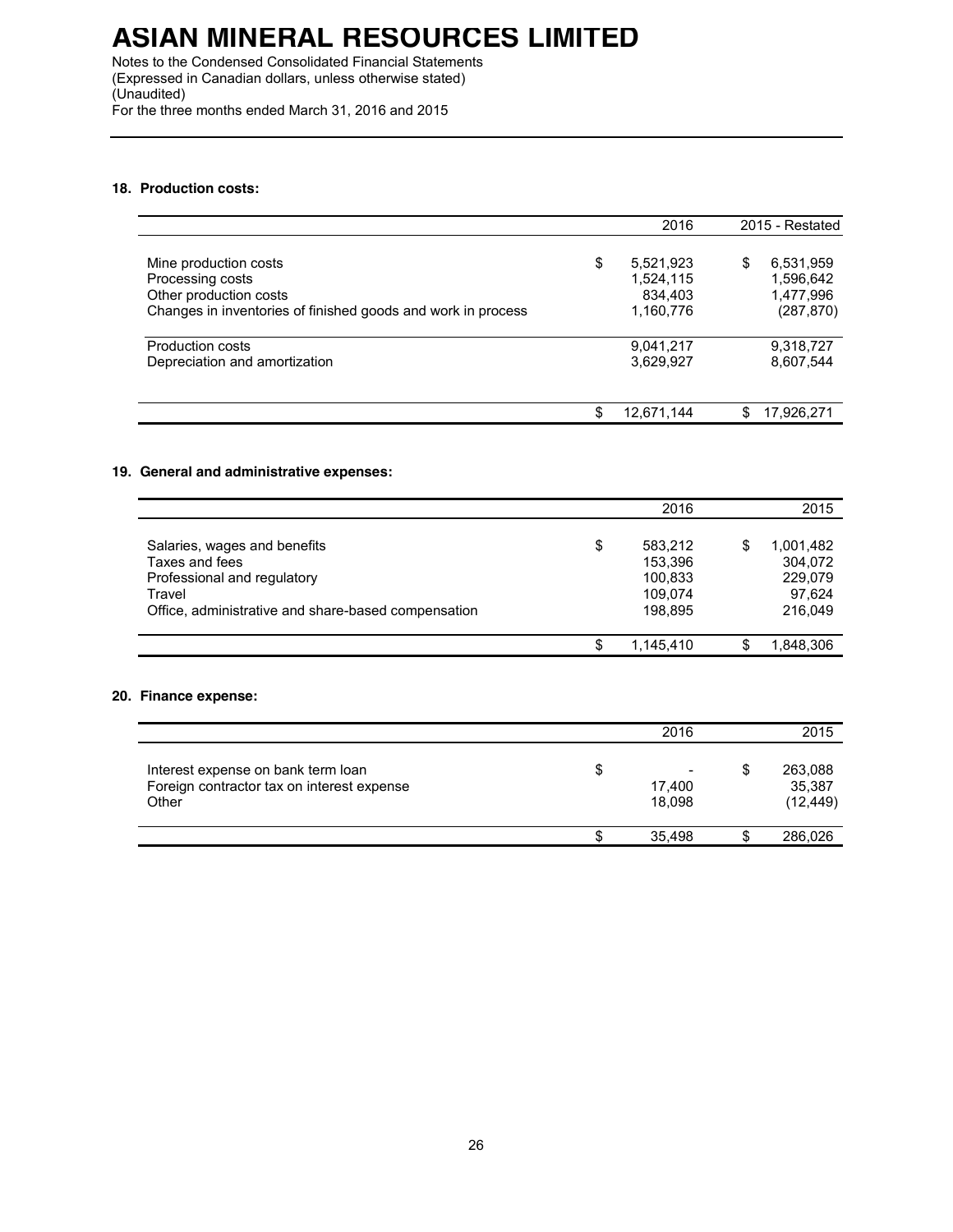# ASIAN MINERAL RESOURCES LIMITED

Notes to the Condensed Consolidated Financial Statements
(Expressed in Canadian dollars, unless otherwise stated)
(Unaudited)
For the three months ended March 31, 2016 and 2015

## 18. Production costs:

| | 2016 | 2015 - Restated |
|---|---|---|
| Mine production costs | $ 5,521,923 | $ 6,531,959 |
| Processing costs | 1,524,115 | 1,596,642 |
| Other production costs | 834,403 | 1,477,996 |
| Changes in inventories of finished goods and work in process | 1,160,776 | (287,870) |
| Production costs | 9,041,217 | 9,318,727 |
| Depreciation and amortization | 3,629,927 | 8,607,544 |
| | $ 12,671,144 | $ 17,926,271 |

## 19. General and administrative expenses:

| | 2016 | 2015 |
|---|---|---|
| Salaries, wages and benefits | $ 583,212 | $ 1,001,482 |
| Taxes and fees | 153,396 | 304,072 |
| Professional and regulatory | 100,833 | 229,079 |
| Travel | 109,074 | 97,624 |
| Office, administrative and share-based compensation | 198,895 | 216,049 |
| | $ 1,145,410 | $ 1,848,306 |

## 20. Finance expense:

| | 2016 | 2015 |
|---|---|---|
| Interest expense on bank term loan | $ - | $ 263,088 |
| Foreign contractor tax on interest expense | 17,400 | 35,387 |
| Other | 18,098 | (12,449) |
| | $ 35,498 | $ 286,026 |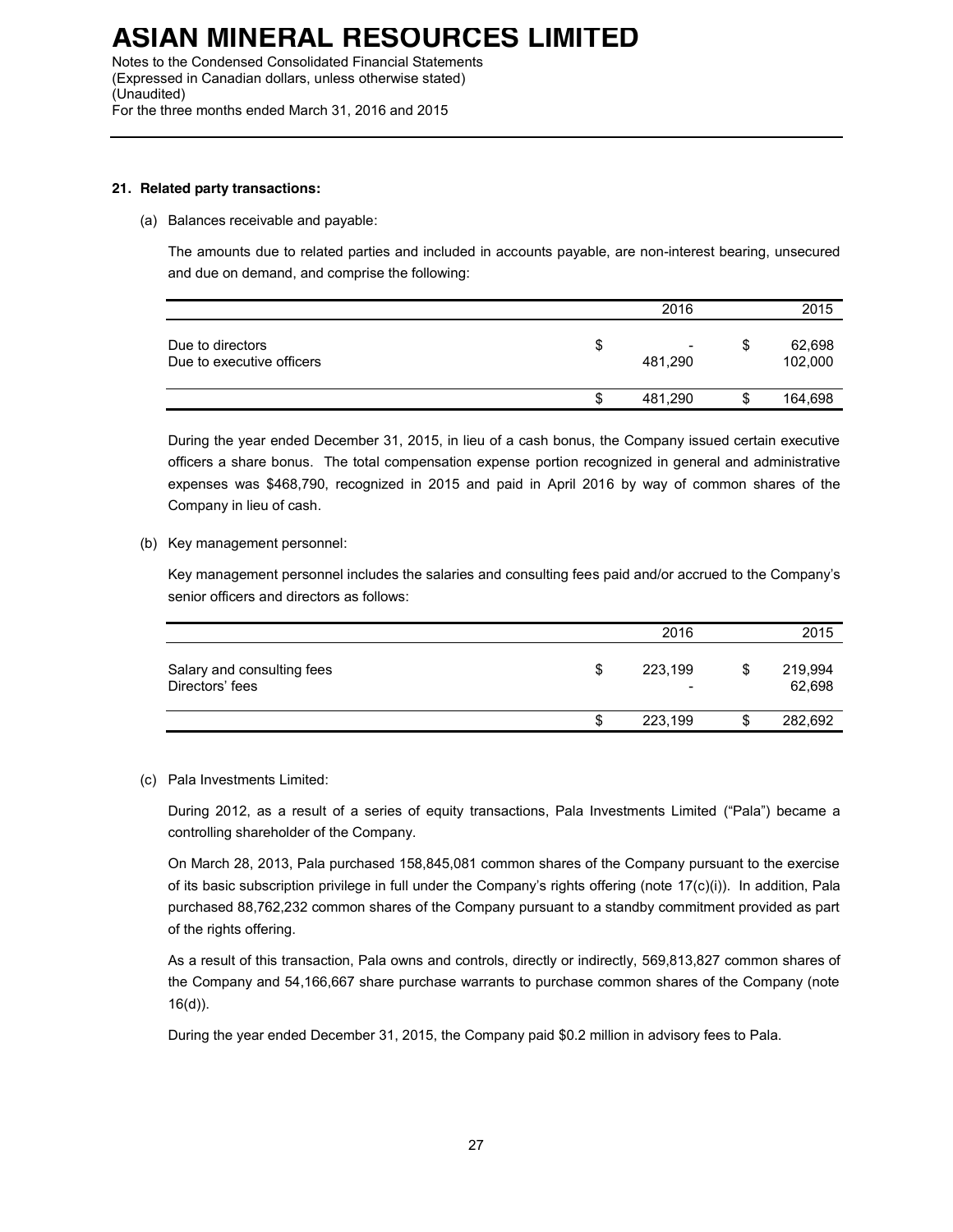### 21. Related party transactions:

(a) Balances receivable and payable:

The amounts due to related parties and included in accounts payable, are non-interest bearing, unsecured and due on demand, and comprise the following:

| | 2016 | 2015 |
|---|---|---|
| Due to directors | $ - | $ 62,698 |
| Due to executive officers | 481,290 | 102,000 |
| | $ 481,290 | $ 164,698 |

During the year ended December 31, 2015, in lieu of a cash bonus, the Company issued certain executive officers a share bonus. The total compensation expense portion recognized in general and administrative expenses was $468,790, recognized in 2015 and paid in April 2016 by way of common shares of the Company in lieu of cash.

(b) Key management personnel:

Key management personnel includes the salaries and consulting fees paid and/or accrued to the Company's senior officers and directors as follows:

| | 2016 | 2015 |
|---|---|---|
| Salary and consulting fees | $ 223,199 | $ 219,994 |
| Directors' fees | - | 62,698 |
| | $ 223,199 | $ 282,692 |

(c) Pala Investments Limited:

During 2012, as a result of a series of equity transactions, Pala Investments Limited ("Pala") became a controlling shareholder of the Company.

On March 28, 2013, Pala purchased 158,845,081 common shares of the Company pursuant to the exercise of its basic subscription privilege in full under the Company's rights offering (note 17(c)(i)). In addition, Pala purchased 88,762,232 common shares of the Company pursuant to a standby commitment provided as part of the rights offering.

As a result of this transaction, Pala owns and controls, directly or indirectly, 569,813,827 common shares of the Company and 54,166,667 share purchase warrants to purchase common shares of the Company (note 16(d)).

During the year ended December 31, 2015, the Company paid $0.2 million in advisory fees to Pala.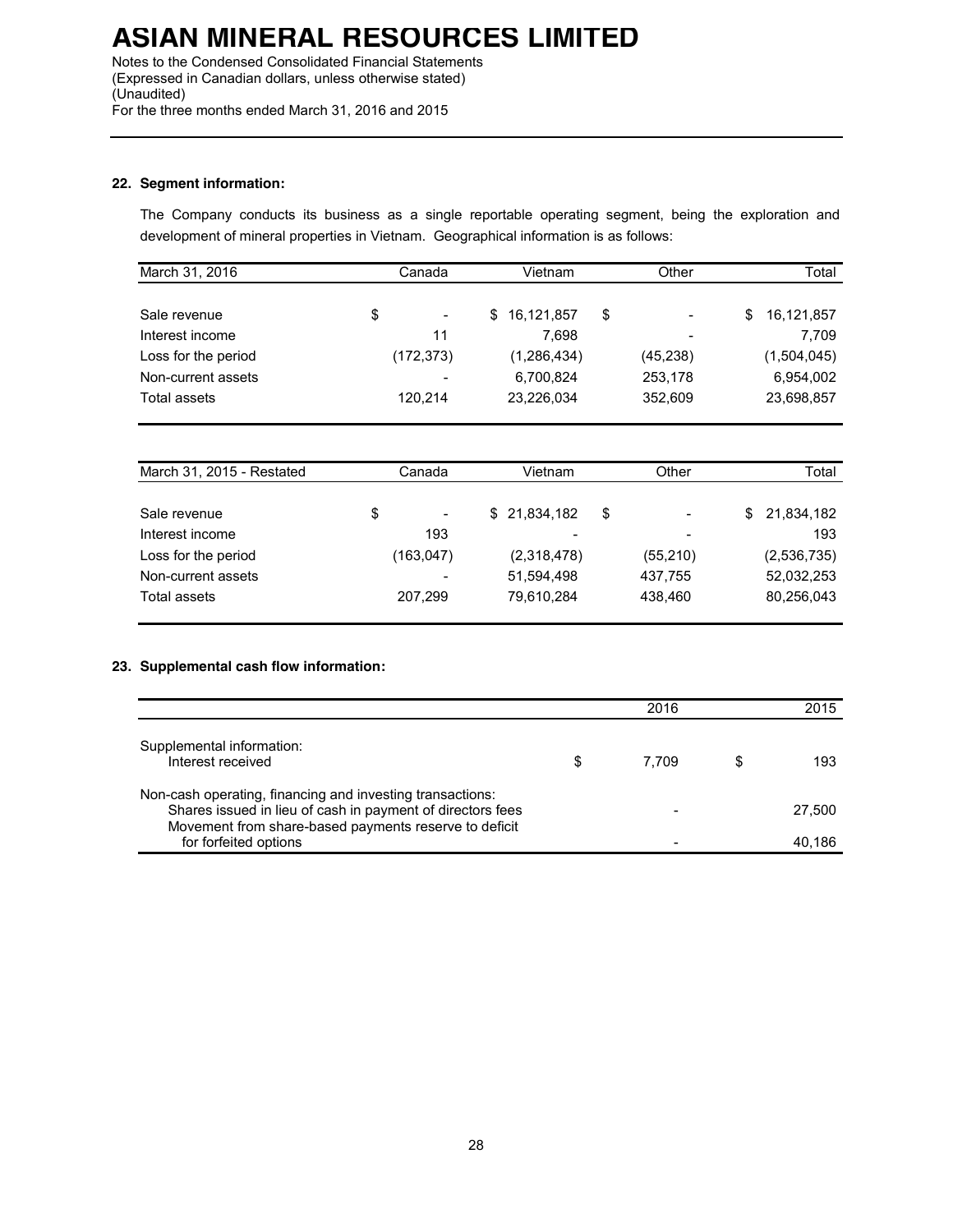# ASIAN MINERAL RESOURCES LIMITED

Notes to the Condensed Consolidated Financial Statements
(Expressed in Canadian dollars, unless otherwise stated)
(Unaudited)
For the three months ended March 31, 2016 and 2015

## 22. Segment information:

The Company conducts its business as a single reportable operating segment, being the exploration and development of mineral properties in Vietnam. Geographical information is as follows:

| March 31, 2016 | Canada | Vietnam | Other | Total |
|---|---|---|---|---|
| Sale revenue | $ - | $ 16,121,857 | $ - | $ 16,121,857 |
| Interest income | 11 | 7,698 | - | 7,709 |
| Loss for the period | (172,373) | (1,286,434) | (45,238) | (1,504,045) |
| Non-current assets | - | 6,700,824 | 253,178 | 6,954,002 |
| Total assets | 120,214 | 23,226,034 | 352,609 | 23,698,857 |

| March 31, 2015 - Restated | Canada | Vietnam | Other | Total |
|---|---|---|---|---|
| Sale revenue | $ - | $ 21,834,182 | $ - | $ 21,834,182 |
| Interest income | 193 | - | - | 193 |
| Loss for the period | (163,047) | (2,318,478) | (55,210) | (2,536,735) |
| Non-current assets | - | 51,594,498 | 437,755 | 52,032,253 |
| Total assets | 207,299 | 79,610,284 | 438,460 | 80,256,043 |

## 23. Supplemental cash flow information:

| | 2016 | 2015 |
|---|---|---|
| Supplemental information: | | |
| Interest received | $ 7,709 | $ 193 |
| Non-cash operating, financing and investing transactions: | | |
| Shares issued in lieu of cash in payment of directors fees | - | 27,500 |
| Movement from share-based payments reserve to deficit for forfeited options | - | 40,186 |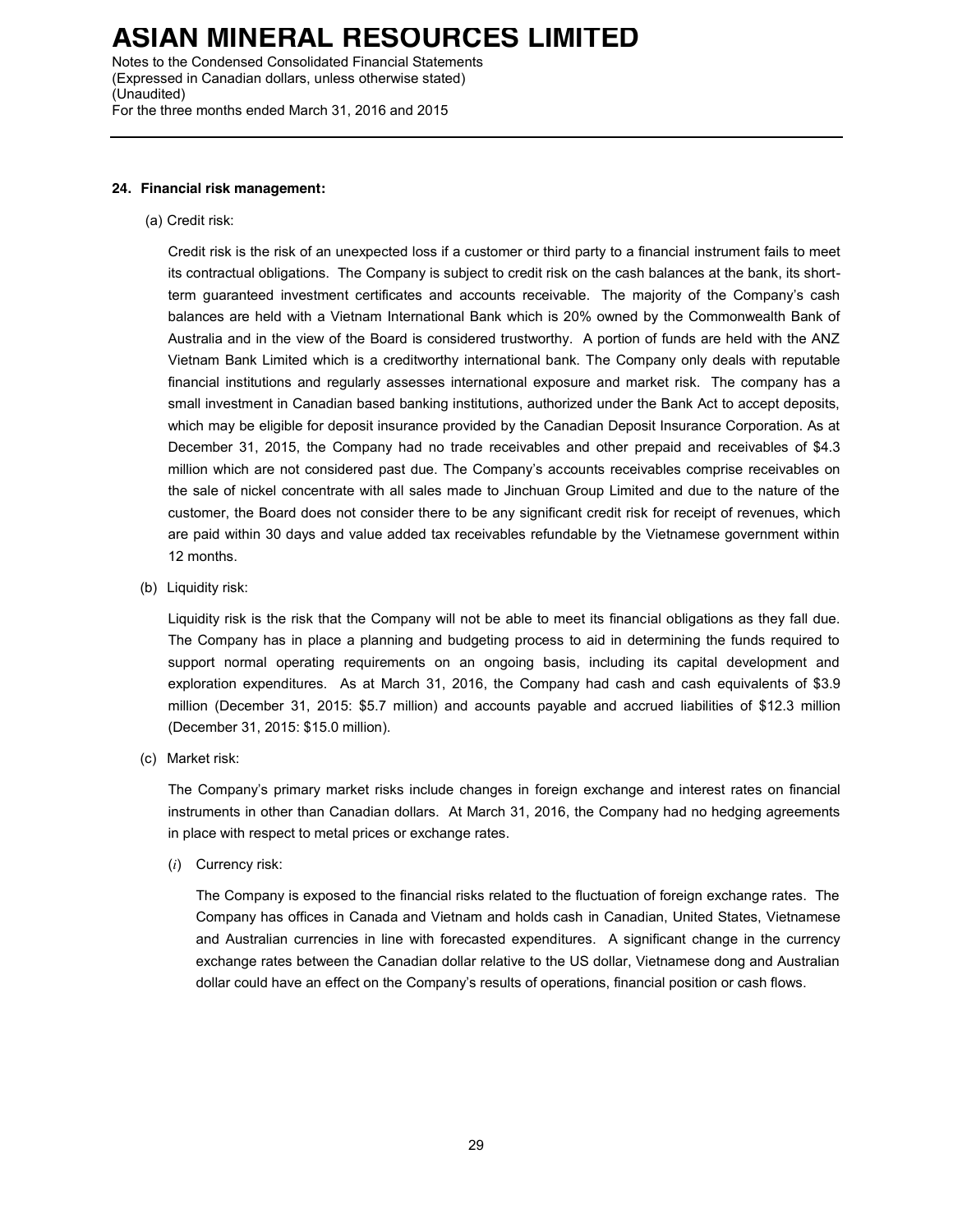### 24. Financial risk management:

(a) Credit risk:

Credit risk is the risk of an unexpected loss if a customer or third party to a financial instrument fails to meet its contractual obligations. The Company is subject to credit risk on the cash balances at the bank, its short-term guaranteed investment certificates and accounts receivable. The majority of the Company's cash balances are held with a Vietnam International Bank which is 20% owned by the Commonwealth Bank of Australia and in the view of the Board is considered trustworthy. A portion of funds are held with the ANZ Vietnam Bank Limited which is a creditworthy international bank. The Company only deals with reputable financial institutions and regularly assesses international exposure and market risk. The company has a small investment in Canadian based banking institutions, authorized under the Bank Act to accept deposits, which may be eligible for deposit insurance provided by the Canadian Deposit Insurance Corporation. As at December 31, 2015, the Company had no trade receivables and other prepaid and receivables of $4.3 million which are not considered past due. The Company's accounts receivables comprise receivables on the sale of nickel concentrate with all sales made to Jinchuan Group Limited and due to the nature of the customer, the Board does not consider there to be any significant credit risk for receipt of revenues, which are paid within 30 days and value added tax receivables refundable by the Vietnamese government within 12 months.

(b) Liquidity risk:

Liquidity risk is the risk that the Company will not be able to meet its financial obligations as they fall due. The Company has in place a planning and budgeting process to aid in determining the funds required to support normal operating requirements on an ongoing basis, including its capital development and exploration expenditures. As at March 31, 2016, the Company had cash and cash equivalents of $3.9 million (December 31, 2015: $5.7 million) and accounts payable and accrued liabilities of $12.3 million (December 31, 2015: $15.0 million).

(c) Market risk:

The Company's primary market risks include changes in foreign exchange and interest rates on financial instruments in other than Canadian dollars. At March 31, 2016, the Company had no hedging agreements in place with respect to metal prices or exchange rates.

(*i*) Currency risk:

The Company is exposed to the financial risks related to the fluctuation of foreign exchange rates. The Company has offices in Canada and Vietnam and holds cash in Canadian, United States, Vietnamese and Australian currencies in line with forecasted expenditures. A significant change in the currency exchange rates between the Canadian dollar relative to the US dollar, Vietnamese dong and Australian dollar could have an effect on the Company's results of operations, financial position or cash flows.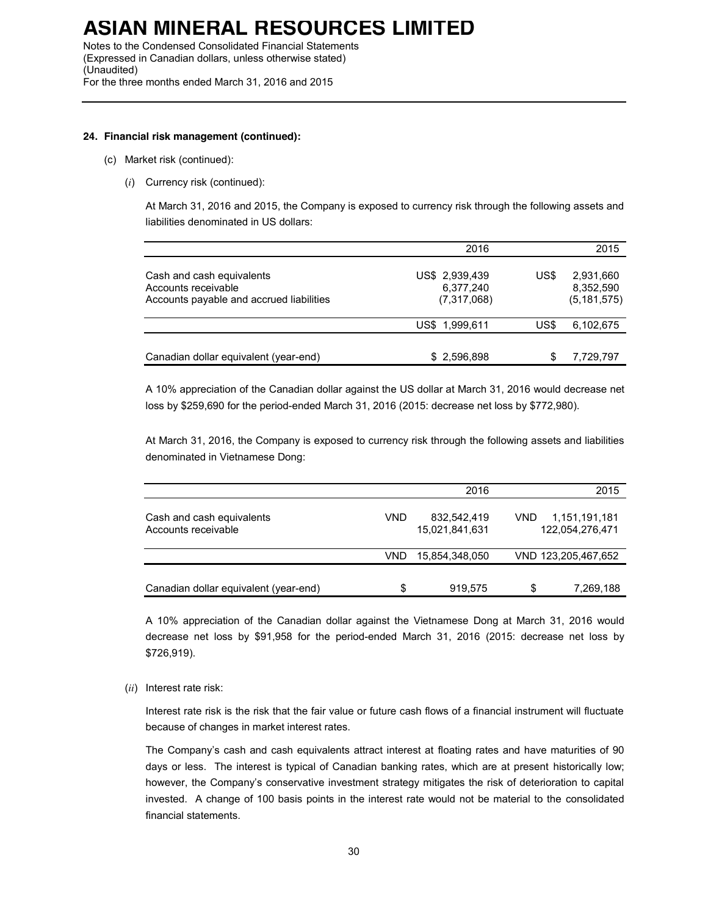### 24. Financial risk management (continued):

(c) Market risk (continued):

(*i*) Currency risk (continued):

At March 31, 2016 and 2015, the Company is exposed to currency risk through the following assets and liabilities denominated in US dollars:

| | 2016 | 2015 |
|---|---|---|
| Cash and cash equivalents | US$ 2,939,439 | US$ 2,931,660 |
| Accounts receivable | 6,377,240 | 8,352,590 |
| Accounts payable and accrued liabilities | (7,317,068) | (5,181,575) |
| | US$ 1,999,611 | US$ 6,102,675 |
| Canadian dollar equivalent (year-end) | $ 2,596,898 | $ 7,729,797 |

A 10% appreciation of the Canadian dollar against the US dollar at March 31, 2016 would decrease net loss by $259,690 for the period-ended March 31, 2016 (2015: decrease net loss by $772,980).

At March 31, 2016, the Company is exposed to currency risk through the following assets and liabilities denominated in Vietnamese Dong:

| | 2016 | 2015 |
|---|---|---|
| Cash and cash equivalents | VND 832,542,419 | VND 1,151,191,181 |
| Accounts receivable | 15,021,841,631 | 122,054,276,471 |
| | VND 15,854,348,050 | VND 123,205,467,652 |
| Canadian dollar equivalent (year-end) | $ 919,575 | $ 7,269,188 |

A 10% appreciation of the Canadian dollar against the Vietnamese Dong at March 31, 2016 would decrease net loss by $91,958 for the period-ended March 31, 2016 (2015: decrease net loss by $726,919).

(*ii*) Interest rate risk:

Interest rate risk is the risk that the fair value or future cash flows of a financial instrument will fluctuate because of changes in market interest rates.

The Company's cash and cash equivalents attract interest at floating rates and have maturities of 90 days or less. The interest is typical of Canadian banking rates, which are at present historically low; however, the Company's conservative investment strategy mitigates the risk of deterioration to capital invested. A change of 100 basis points in the interest rate would not be material to the consolidated financial statements.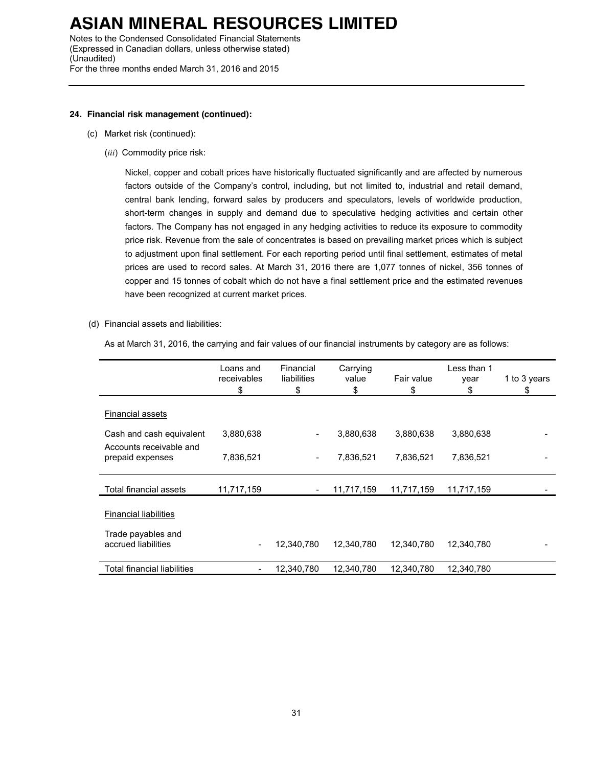# ASIAN MINERAL RESOURCES LIMITED

Notes to the Condensed Consolidated Financial Statements
(Expressed in Canadian dollars, unless otherwise stated)
(Unaudited)
For the three months ended March 31, 2016 and 2015

---

**24. Financial risk management (continued):**

(c) Market risk (continued):

(*iii*) Commodity price risk:

Nickel, copper and cobalt prices have historically fluctuated significantly and are affected by numerous factors outside of the Company's control, including, but not limited to, industrial and retail demand, central bank lending, forward sales by producers and speculators, levels of worldwide production, short-term changes in supply and demand due to speculative hedging activities and certain other factors. The Company has not engaged in any hedging activities to reduce its exposure to commodity price risk. Revenue from the sale of concentrates is based on prevailing market prices which is subject to adjustment upon final settlement. For each reporting period until final settlement, estimates of metal prices are used to record sales. At March 31, 2016 there are 1,077 tonnes of nickel, 356 tonnes of copper and 15 tonnes of cobalt which do not have a final settlement price and the estimated revenues have been recognized at current market prices.

(d) Financial assets and liabilities:

As at March 31, 2016, the carrying and fair values of our financial instruments by category are as follows:

| | Loans and receivables $ | Financial liabilities $ | Carrying value $ | Fair value $ | Less than 1 year $ | 1 to 3 years $ |
|---|---|---|---|---|---|---|
| Financial assets | | | | | | |
| Cash and cash equivalent | 3,880,638 | - | 3,880,638 | 3,880,638 | 3,880,638 | - |
| Accounts receivable and prepaid expenses | 7,836,521 | - | 7,836,521 | 7,836,521 | 7,836,521 | - |
| Total financial assets | 11,717,159 | - | 11,717,159 | 11,717,159 | 11,717,159 | - |
| Financial liabilities | | | | | | |
| Trade payables and accrued liabilities | - | 12,340,780 | 12,340,780 | 12,340,780 | 12,340,780 | - |
| Total financial liabilities | - | 12,340,780 | 12,340,780 | 12,340,780 | 12,340,780 | |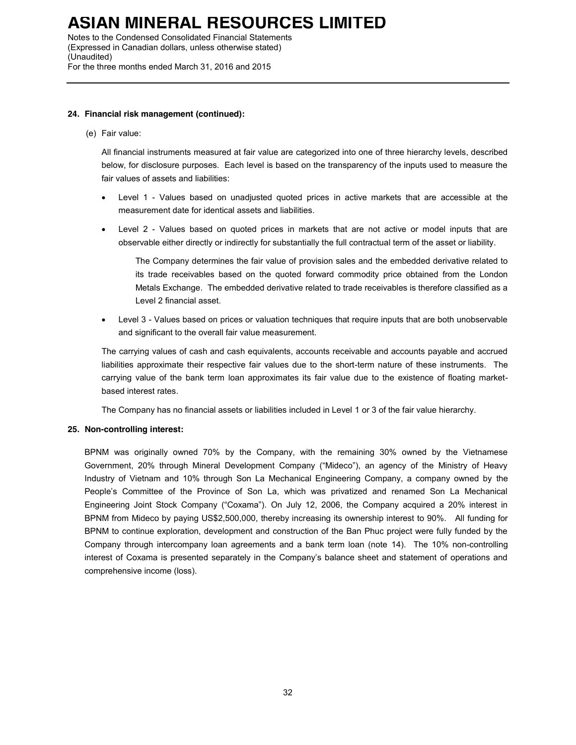**24. Financial risk management (continued):**

(e) Fair value:

All financial instruments measured at fair value are categorized into one of three hierarchy levels, described below, for disclosure purposes. Each level is based on the transparency of the inputs used to measure the fair values of assets and liabilities:

- Level 1 - Values based on unadjusted quoted prices in active markets that are accessible at the measurement date for identical assets and liabilities.
- Level 2 - Values based on quoted prices in markets that are not active or model inputs that are observable either directly or indirectly for substantially the full contractual term of the asset or liability.

  The Company determines the fair value of provision sales and the embedded derivative related to its trade receivables based on the quoted forward commodity price obtained from the London Metals Exchange. The embedded derivative related to trade receivables is therefore classified as a Level 2 financial asset.

- Level 3 - Values based on prices or valuation techniques that require inputs that are both unobservable and significant to the overall fair value measurement.

The carrying values of cash and cash equivalents, accounts receivable and accounts payable and accrued liabilities approximate their respective fair values due to the short-term nature of these instruments. The carrying value of the bank term loan approximates its fair value due to the existence of floating market-based interest rates.

The Company has no financial assets or liabilities included in Level 1 or 3 of the fair value hierarchy.

**25. Non-controlling interest:**

BPNM was originally owned 70% by the Company, with the remaining 30% owned by the Vietnamese Government, 20% through Mineral Development Company ("Mideco"), an agency of the Ministry of Heavy Industry of Vietnam and 10% through Son La Mechanical Engineering Company, a company owned by the People's Committee of the Province of Son La, which was privatized and renamed Son La Mechanical Engineering Joint Stock Company ("Coxama"). On July 12, 2006, the Company acquired a 20% interest in BPNM from Mideco by paying US$2,500,000, thereby increasing its ownership interest to 90%. All funding for BPNM to continue exploration, development and construction of the Ban Phuc project were fully funded by the Company through intercompany loan agreements and a bank term loan (note 14). The 10% non-controlling interest of Coxama is presented separately in the Company's balance sheet and statement of operations and comprehensive income (loss).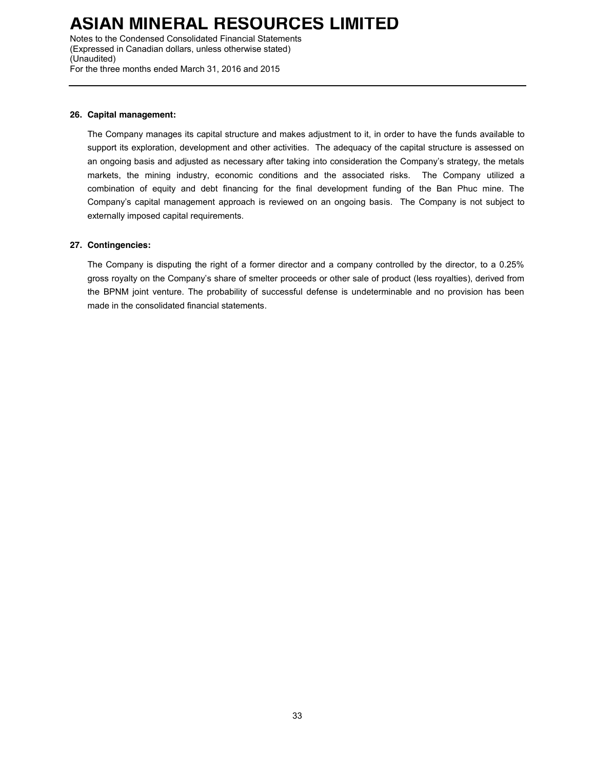**26. Capital management:**

The Company manages its capital structure and makes adjustment to it, in order to have the funds available to support its exploration, development and other activities. The adequacy of the capital structure is assessed on an ongoing basis and adjusted as necessary after taking into consideration the Company's strategy, the metals markets, the mining industry, economic conditions and the associated risks. The Company utilized a combination of equity and debt financing for the final development funding of the Ban Phuc mine. The Company's capital management approach is reviewed on an ongoing basis. The Company is not subject to externally imposed capital requirements.

**27. Contingencies:**

The Company is disputing the right of a former director and a company controlled by the director, to a 0.25% gross royalty on the Company's share of smelter proceeds or other sale of product (less royalties), derived from the BPNM joint venture. The probability of successful defense is undeterminable and no provision has been made in the consolidated financial statements.